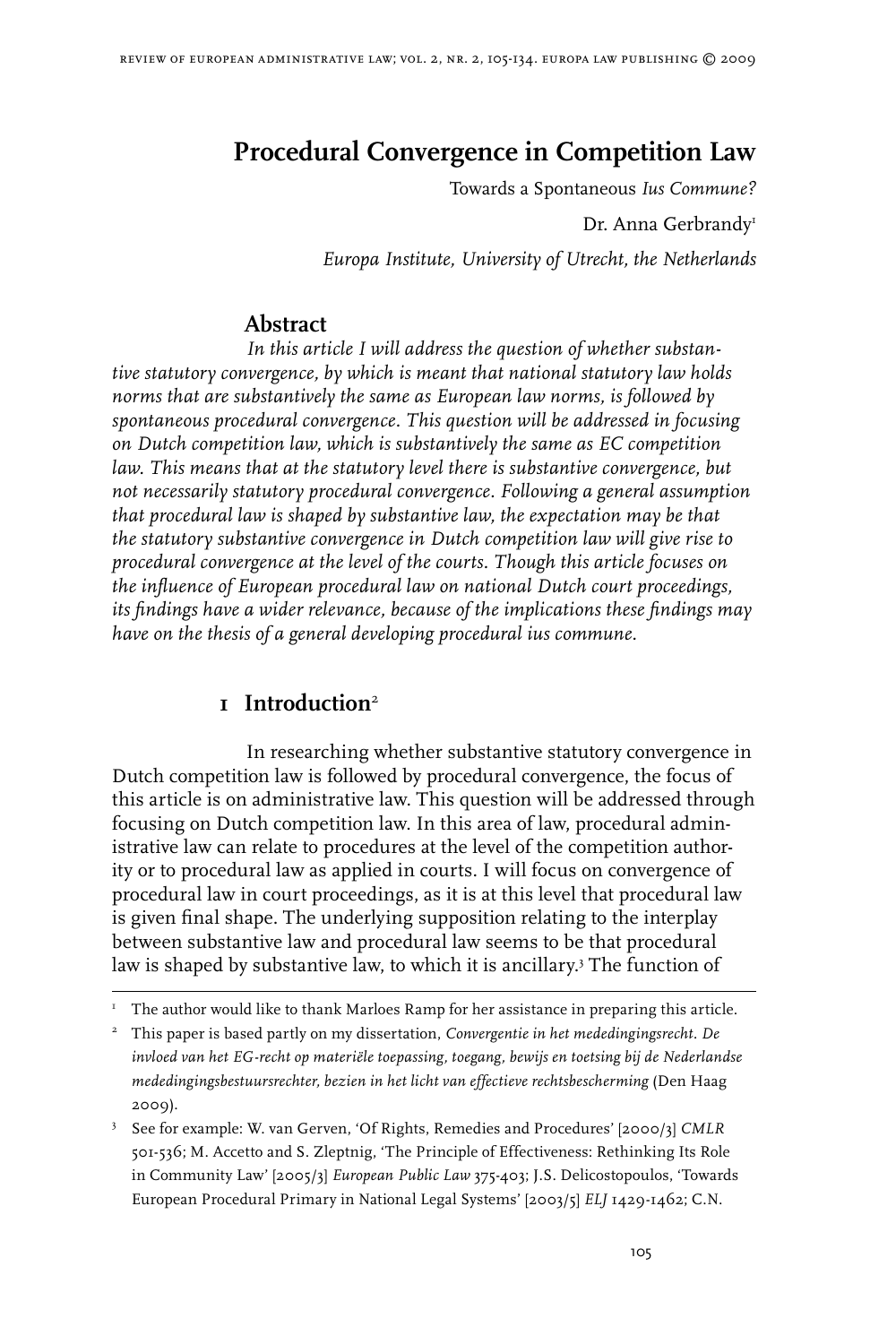# Procedural Convergence in Competition Law

Towards a Spontaneous *Ius Commune?*

Dr. Anna Gerbrandy[1]

*Europa Institute, University of Utrecht, the Netherlands*

## Abstract

*In this article I will address the question of whether substantive statutory convergence, by which is meant that national statutory law holds norms that are substantively the same as European law norms, is followed by spontaneous procedural convergence. This question will be addressed in focusing on Dutch competition law, which is substantively the same as EC competition law. This means that at the statutory level there is substantive convergence, but not necessarily statutory procedural convergence. Following a general assumption that procedural law is shaped by substantive law, the expectation may be that the statutory substantive convergence in Dutch competition law will give rise to procedural convergence at the level of the courts. Though this article focuses on the influence of European procedural law on national Dutch court proceedings, its findings have a wider relevance, because of the implications these findings may have on the thesis of a general developing procedural ius commune.*

## 1 Introduction[2]

In researching whether substantive statutory convergence in Dutch competition law is followed by procedural convergence, the focus of this article is on administrative law. This question will be addressed through focusing on Dutch competition law. In this area of law, procedural administrative law can relate to procedures at the level of the competition authority or to procedural law as applied in courts. I will focus on convergence of procedural law in court proceedings, as it is at this level that procedural law is given final shape. The underlying supposition relating to the interplay between substantive law and procedural law seems to be that procedural law is shaped by substantive law, to which it is ancillary.[3] The function of

---

[1] The author would like to thank Marloes Ramp for her assistance in preparing this article.

[2] This paper is based partly on my dissertation, *Convergentie in het mededingingsrecht. De invloed van het EG-recht op materiële toepassing, toegang, bewijs en toetsing bij de Nederlandse mededingingsbestuursrechter, bezien in het licht van effectieve rechtsbescherming* (Den Haag 2009).

[3] See for example: W. van Gerven, 'Of Rights, Remedies and Procedures' [2000/3] *CMLR* 501-536; M. Accetto and S. Zleptnig, 'The Principle of Effectiveness: Rethinking Its Role in Community Law' [2005/3] *European Public Law* 375-403; J.S. Delicostopoulos, 'Towards European Procedural Primary in National Legal Systems' [2003/5] *ELJ* 1429-1462; C.N.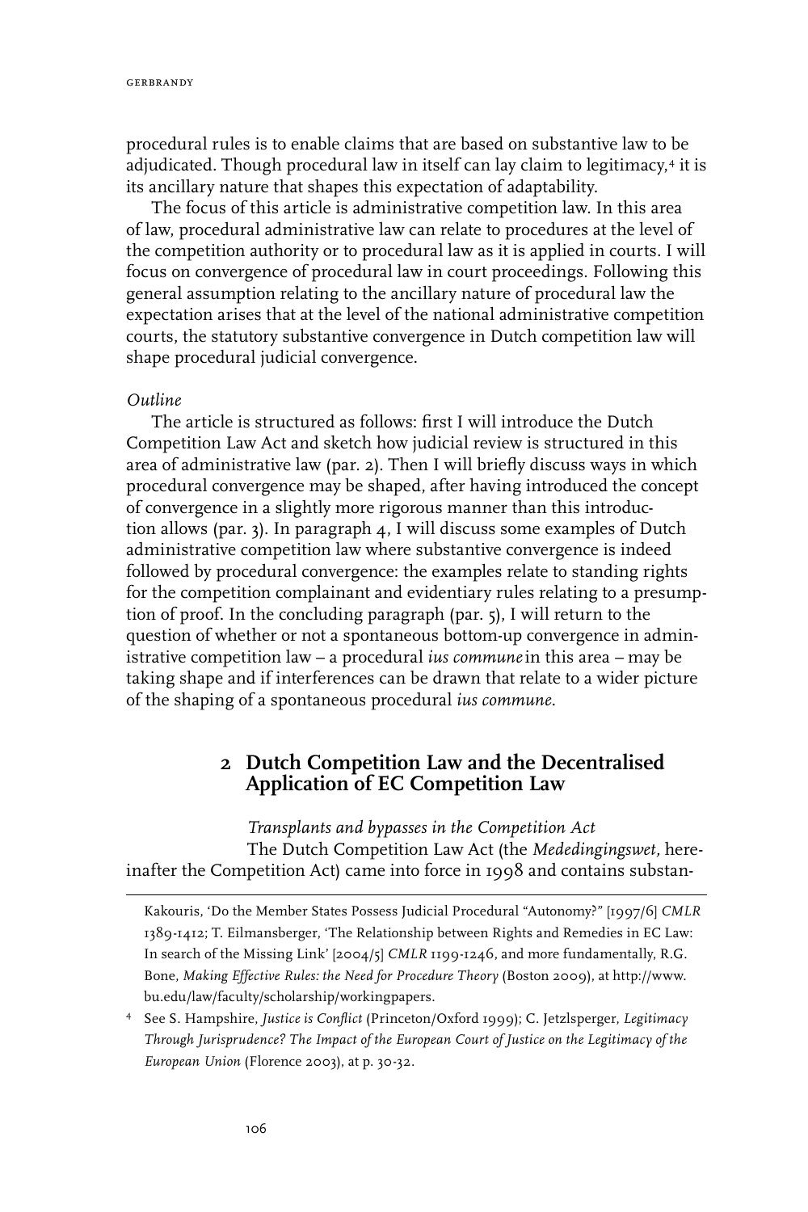procedural rules is to enable claims that are based on substantive law to be adjudicated. Though procedural law in itself can lay claim to legitimacy,[4] it is its ancillary nature that shapes this expectation of adaptability.

The focus of this article is administrative competition law. In this area of law, procedural administrative law can relate to procedures at the level of the competition authority or to procedural law as it is applied in courts. I will focus on convergence of procedural law in court proceedings. Following this general assumption relating to the ancillary nature of procedural law the expectation arises that at the level of the national administrative competition courts, the statutory substantive convergence in Dutch competition law will shape procedural judicial convergence.

*Outline*

The article is structured as follows: first I will introduce the Dutch Competition Law Act and sketch how judicial review is structured in this area of administrative law (par. 2). Then I will briefly discuss ways in which procedural convergence may be shaped, after having introduced the concept of convergence in a slightly more rigorous manner than this introduction allows (par. 3). In paragraph 4, I will discuss some examples of Dutch administrative competition law where substantive convergence is indeed followed by procedural convergence: the examples relate to standing rights for the competition complainant and evidentiary rules relating to a presumption of proof. In the concluding paragraph (par. 5), I will return to the question of whether or not a spontaneous bottom-up convergence in administrative competition law – a procedural *ius commune* in this area – may be taking shape and if interferences can be drawn that relate to a wider picture of the shaping of a spontaneous procedural *ius commune*.

## 2 Dutch Competition Law and the Decentralised Application of EC Competition Law

*Transplants and bypasses in the Competition Act*

The Dutch Competition Law Act (the *Mededingingswet*, hereinafter the Competition Act) came into force in 1998 and contains substan-

---

Kakouris, 'Do the Member States Possess Judicial Procedural "Autonomy?"' [1997/6] *CMLR* 1389-1412; T. Eilmansberger, 'The Relationship between Rights and Remedies in EC Law: In search of the Missing Link' [2004/5] *CMLR* 1199-1246, and more fundamentally, R.G. Bone, *Making Effective Rules: the Need for Procedure Theory* (Boston 2009), at http://www.bu.edu/law/faculty/scholarship/workingpapers.

[4] See S. Hampshire, *Justice is Conflict* (Princeton/Oxford 1999); C. Jetzlsperger, *Legitimacy Through Jurisprudence? The Impact of the European Court of Justice on the Legitimacy of the European Union* (Florence 2003), at p. 30-32.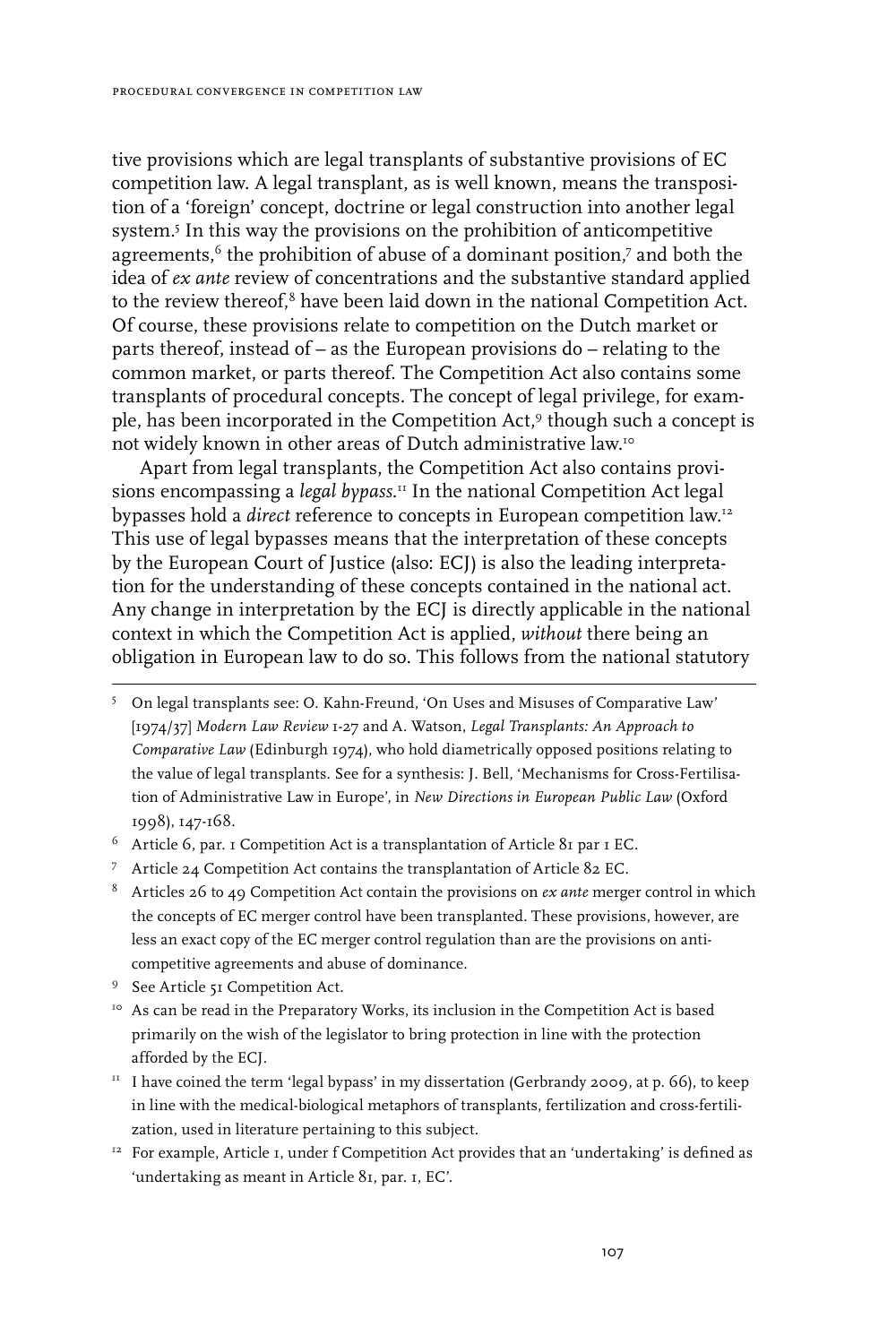tive provisions which are legal transplants of substantive provisions of EC competition law. A legal transplant, as is well known, means the transposition of a 'foreign' concept, doctrine or legal construction into another legal system.[5] In this way the provisions on the prohibition of anticompetitive agreements,[6] the prohibition of abuse of a dominant position,[7] and both the idea of *ex ante* review of concentrations and the substantive standard applied to the review thereof,[8] have been laid down in the national Competition Act. Of course, these provisions relate to competition on the Dutch market or parts thereof, instead of – as the European provisions do – relating to the common market, or parts thereof. The Competition Act also contains some transplants of procedural concepts. The concept of legal privilege, for example, has been incorporated in the Competition Act,[9] though such a concept is not widely known in other areas of Dutch administrative law.[10]

Apart from legal transplants, the Competition Act also contains provisions encompassing a *legal bypass*.[11] In the national Competition Act legal bypasses hold a *direct* reference to concepts in European competition law.[12] This use of legal bypasses means that the interpretation of these concepts by the European Court of Justice (also: ECJ) is also the leading interpretation for the understanding of these concepts contained in the national act. Any change in interpretation by the ECJ is directly applicable in the national context in which the Competition Act is applied, *without* there being an obligation in European law to do so. This follows from the national statutory

---

[5] On legal transplants see: O. Kahn-Freund, 'On Uses and Misuses of Comparative Law' [1974/37] *Modern Law Review* 1-27 and A. Watson, *Legal Transplants: An Approach to Comparative Law* (Edinburgh 1974), who hold diametrically opposed positions relating to the value of legal transplants. See for a synthesis: J. Bell, 'Mechanisms for Cross-Fertilisation of Administrative Law in Europe', in *New Directions in European Public Law* (Oxford 1998), 147-168.

[6] Article 6, par. 1 Competition Act is a transplantation of Article 81 par 1 EC.

[7] Article 24 Competition Act contains the transplantation of Article 82 EC.

[8] Articles 26 to 49 Competition Act contain the provisions on *ex ante* merger control in which the concepts of EC merger control have been transplanted. These provisions, however, are less an exact copy of the EC merger control regulation than are the provisions on anti-competitive agreements and abuse of dominance.

[9] See Article 51 Competition Act.

[10] As can be read in the Preparatory Works, its inclusion in the Competition Act is based primarily on the wish of the legislator to bring protection in line with the protection afforded by the ECJ.

[11] I have coined the term 'legal bypass' in my dissertation (Gerbrandy 2009, at p. 66), to keep in line with the medical-biological metaphors of transplants, fertilization and cross-fertilization, used in literature pertaining to this subject.

[12] For example, Article 1, under f Competition Act provides that an 'undertaking' is defined as 'undertaking as meant in Article 81, par. 1, EC'.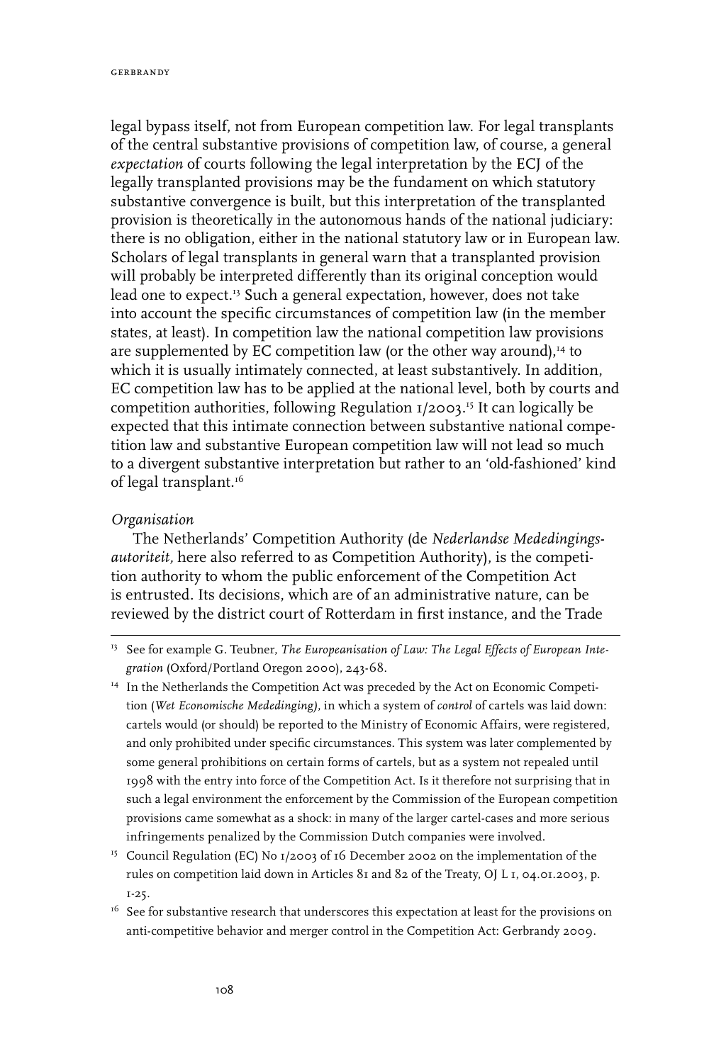legal bypass itself, not from European competition law. For legal transplants of the central substantive provisions of competition law, of course, a general *expectation* of courts following the legal interpretation by the ECJ of the legally transplanted provisions may be the fundament on which statutory substantive convergence is built, but this interpretation of the transplanted provision is theoretically in the autonomous hands of the national judiciary: there is no obligation, either in the national statutory law or in European law. Scholars of legal transplants in general warn that a transplanted provision will probably be interpreted differently than its original conception would lead one to expect.[13] Such a general expectation, however, does not take into account the specific circumstances of competition law (in the member states, at least). In competition law the national competition law provisions are supplemented by EC competition law (or the other way around),[14] to which it is usually intimately connected, at least substantively. In addition, EC competition law has to be applied at the national level, both by courts and competition authorities, following Regulation 1/2003.[15] It can logically be expected that this intimate connection between substantive national competition law and substantive European competition law will not lead so much to a divergent substantive interpretation but rather to an 'old-fashioned' kind of legal transplant.[16]

*Organisation*

The Netherlands' Competition Authority (de *Nederlandse Mededingingsautoriteit,* here also referred to as Competition Authority), is the competition authority to whom the public enforcement of the Competition Act is entrusted. Its decisions, which are of an administrative nature, can be reviewed by the district court of Rotterdam in first instance, and the Trade

---

[13] See for example G. Teubner, *The Europeanisation of Law: The Legal Effects of European Integration* (Oxford/Portland Oregon 2000), 243-68.

[14] In the Netherlands the Competition Act was preceded by the Act on Economic Competition (*Wet Economische Mededinging),* in which a system of *control* of cartels was laid down: cartels would (or should) be reported to the Ministry of Economic Affairs, were registered, and only prohibited under specific circumstances. This system was later complemented by some general prohibitions on certain forms of cartels, but as a system not repealed until 1998 with the entry into force of the Competition Act. Is it therefore not surprising that in such a legal environment the enforcement by the Commission of the European competition provisions came somewhat as a shock: in many of the larger cartel-cases and more serious infringements penalized by the Commission Dutch companies were involved.

[15] Council Regulation (EC) No 1/2003 of 16 December 2002 on the implementation of the rules on competition laid down in Articles 81 and 82 of the Treaty, OJ L 1, 04.01.2003, p. 1-25.

[16] See for substantive research that underscores this expectation at least for the provisions on anti-competitive behavior and merger control in the Competition Act: Gerbrandy 2009.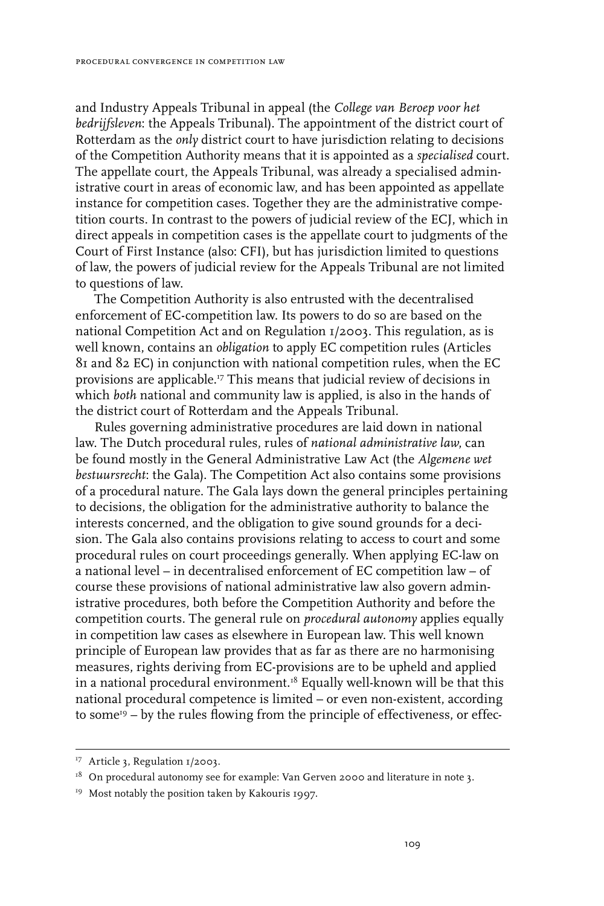and Industry Appeals Tribunal in appeal (the *College van Beroep voor het bedrijfsleven*: the Appeals Tribunal). The appointment of the district court of Rotterdam as the *only* district court to have jurisdiction relating to decisions of the Competition Authority means that it is appointed as a *specialised* court. The appellate court, the Appeals Tribunal, was already a specialised administrative court in areas of economic law, and has been appointed as appellate instance for competition cases. Together they are the administrative competition courts. In contrast to the powers of judicial review of the ECJ, which in direct appeals in competition cases is the appellate court to judgments of the Court of First Instance (also: CFI), but has jurisdiction limited to questions of law, the powers of judicial review for the Appeals Tribunal are not limited to questions of law.

The Competition Authority is also entrusted with the decentralised enforcement of EC-competition law. Its powers to do so are based on the national Competition Act and on Regulation 1/2003. This regulation, as is well known, contains an *obligation* to apply EC competition rules (Articles 81 and 82 EC) in conjunction with national competition rules, when the EC provisions are applicable.[17] This means that judicial review of decisions in which *both* national and community law is applied, is also in the hands of the district court of Rotterdam and the Appeals Tribunal.

Rules governing administrative procedures are laid down in national law. The Dutch procedural rules, rules of *national administrative law*, can be found mostly in the General Administrative Law Act (the *Algemene wet bestuursrecht*: the Gala). The Competition Act also contains some provisions of a procedural nature. The Gala lays down the general principles pertaining to decisions, the obligation for the administrative authority to balance the interests concerned, and the obligation to give sound grounds for a decision. The Gala also contains provisions relating to access to court and some procedural rules on court proceedings generally. When applying EC-law on a national level – in decentralised enforcement of EC competition law – of course these provisions of national administrative law also govern administrative procedures, both before the Competition Authority and before the competition courts. The general rule on *procedural autonomy* applies equally in competition law cases as elsewhere in European law. This well known principle of European law provides that as far as there are no harmonising measures, rights deriving from EC-provisions are to be upheld and applied in a national procedural environment.[18] Equally well-known will be that this national procedural competence is limited – or even non-existent, according to some[19] – by the rules flowing from the principle of effectiveness, or effec-

---

[17] Article 3, Regulation 1/2003.

[18] On procedural autonomy see for example: Van Gerven 2000 and literature in note 3.

[19] Most notably the position taken by Kakouris 1997.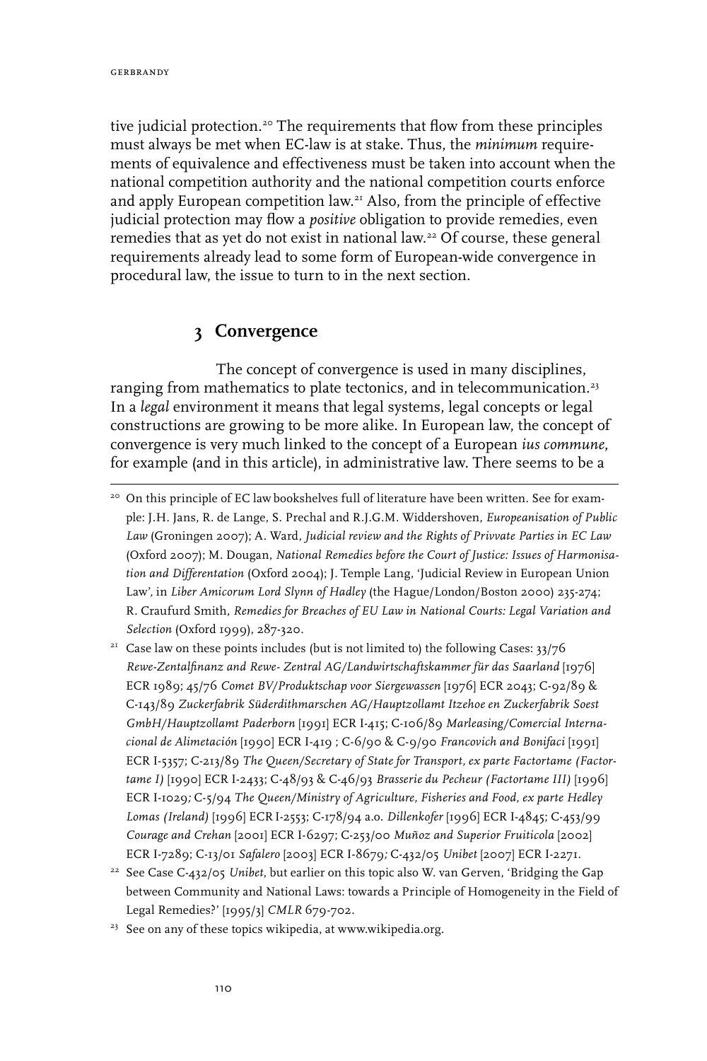tive judicial protection.[20] The requirements that flow from these principles must always be met when EC-law is at stake. Thus, the *minimum* requirements of equivalence and effectiveness must be taken into account when the national competition authority and the national competition courts enforce and apply European competition law.[21] Also, from the principle of effective judicial protection may flow a *positive* obligation to provide remedies, even remedies that as yet do not exist in national law.[22] Of course, these general requirements already lead to some form of European-wide convergence in procedural law, the issue to turn to in the next section.

## 3 Convergence

The concept of convergence is used in many disciplines, ranging from mathematics to plate tectonics, and in telecommunication.[23] In a *legal* environment it means that legal systems, legal concepts or legal constructions are growing to be more alike. In European law, the concept of convergence is very much linked to the concept of a European *ius commune*, for example (and in this article), in administrative law. There seems to be a

---

[20] On this principle of EC law bookshelves full of literature have been written. See for example: J.H. Jans, R. de Lange, S. Prechal and R.J.G.M. Widdershoven, *Europeanisation of Public Law* (Groningen 2007); A. Ward, *Judicial review and the Rights of Privvate Parties in EC Law* (Oxford 2007); M. Dougan, *National Remedies before the Court of Justice: Issues of Harmonisation and Differentation* (Oxford 2004); J. Temple Lang, 'Judicial Review in European Union Law', in *Liber Amicorum Lord Slynn of Hadley* (the Hague/London/Boston 2000) 235-274; R. Craufurd Smith, *Remedies for Breaches of EU Law in National Courts: Legal Variation and Selection* (Oxford 1999), 287-320.

[21] Case law on these points includes (but is not limited to) the following Cases: 33/76 *Rewe-Zentalfinanz and Rewe- Zentral AG/Landwirtschaftskammer für das Saarland* [1976] ECR 1989; 45/76 *Comet BV/Produktschap voor Siergewassen* [1976] ECR 2043; C-92/89 & C-143/89 *Zuckerfabrik Süderdithmarschen AG/Hauptzollamt Itzehoe en Zuckerfabrik Soest GmbH/Hauptzollamt Paderborn* [1991] ECR I-415; C-106/89 *Marleasing/Comercial Internacional de Alimetación* [1990] ECR I-419 ; C-6/90 & C-9/90 *Francovich and Bonifaci* [1991] ECR I-5357; C-213/89 *The Queen/Secretary of State for Transport, ex parte Factortame (Factortame I)* [1990] ECR I-2433; C-48/93 & C-46/93 *Brasserie du Pecheur (Factortame III)* [1996] ECR I-1029; C-5/94 *The Queen/Ministry of Agriculture, Fisheries and Food, ex parte Hedley Lomas (Ireland)* [1996] ECR I-2553; C-178/94 a.o. *Dillenkofer* [1996] ECR I-4845; C-453/99 *Courage and Crehan* [2001] ECR I-6297; C-253/00 *Muñoz and Superior Fruiticola* [2002] ECR I-7289; C-13/01 *Safalero* [2003] ECR I-8679; C-432/05 *Unibet* [2007] ECR I-2271.

[22] See Case C-432/05 *Unibet*, but earlier on this topic also W. van Gerven, 'Bridging the Gap between Community and National Laws: towards a Principle of Homogeneity in the Field of Legal Remedies?' [1995/3] *CMLR* 679-702.

[23] See on any of these topics wikipedia, at www.wikipedia.org.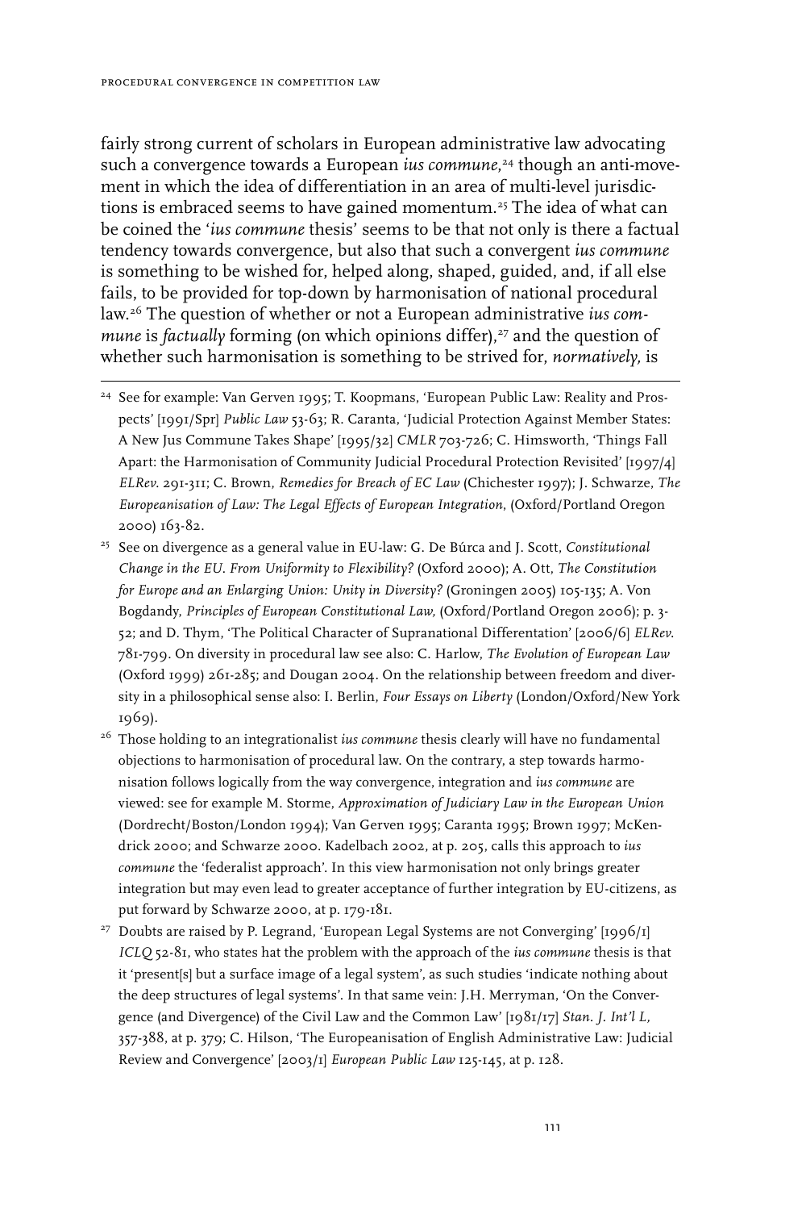fairly strong current of scholars in European administrative law advocating such a convergence towards a European *ius commune*,[24] though an anti-movement in which the idea of differentiation in an area of multi-level jurisdictions is embraced seems to have gained momentum.[25] The idea of what can be coined the '*ius commune* thesis' seems to be that not only is there a factual tendency towards convergence, but also that such a convergent *ius commune* is something to be wished for, helped along, shaped, guided, and, if all else fails, to be provided for top-down by harmonisation of national procedural law.[26] The question of whether or not a European administrative *ius commune* is *factually* forming (on which opinions differ),[27] and the question of whether such harmonisation is something to be strived for, *normatively*, is

---

[24] See for example: Van Gerven 1995; T. Koopmans, 'European Public Law: Reality and Prospects' [1991/Spr] *Public Law* 53-63; R. Caranta, 'Judicial Protection Against Member States: A New Jus Commune Takes Shape' [1995/32] *CMLR* 703-726; C. Himsworth, 'Things Fall Apart: the Harmonisation of Community Judicial Procedural Protection Revisited' [1997/4] *ELRev.* 291-311; C. Brown, *Remedies for Breach of EC Law* (Chichester 1997); J. Schwarze, *The Europeanisation of Law: The Legal Effects of European Integration*, (Oxford/Portland Oregon 2000) 163-82.

[25] See on divergence as a general value in EU-law: G. De Búrca and J. Scott, *Constitutional Change in the EU. From Uniformity to Flexibility?* (Oxford 2000); A. Ott, *The Constitution for Europe and an Enlarging Union: Unity in Diversity?* (Groningen 2005) 105-135; A. Von Bogdandy, *Principles of European Constitutional Law,* (Oxford/Portland Oregon 2006); p. 3-52; and D. Thym, 'The Political Character of Supranational Differentation' [2006/6] *ELRev.* 781-799. On diversity in procedural law see also: C. Harlow, *The Evolution of European Law* (Oxford 1999) 261-285; and Dougan 2004. On the relationship between freedom and diversity in a philosophical sense also: I. Berlin, *Four Essays on Liberty* (London/Oxford/New York 1969).

[26] Those holding to an integrationalist *ius commune* thesis clearly will have no fundamental objections to harmonisation of procedural law. On the contrary, a step towards harmonisation follows logically from the way convergence, integration and *ius commune* are viewed: see for example M. Storme, *Approximation of Judiciary Law in the European Union* (Dordrecht/Boston/London 1994); Van Gerven 1995; Caranta 1995; Brown 1997; McKendrick 2000; and Schwarze 2000. Kadelbach 2002, at p. 205, calls this approach to *ius commune* the 'federalist approach'. In this view harmonisation not only brings greater integration but may even lead to greater acceptance of further integration by EU-citizens, as put forward by Schwarze 2000, at p. 179-181.

[27] Doubts are raised by P. Legrand, 'European Legal Systems are not Converging' [1996/1] *ICLQ* 52-81, who states hat the problem with the approach of the *ius commune* thesis is that it 'present[s] but a surface image of a legal system', as such studies 'indicate nothing about the deep structures of legal systems'. In that same vein: J.H. Merryman, 'On the Convergence (and Divergence) of the Civil Law and the Common Law' [1981/17] *Stan. J. Int'l L,* 357-388, at p. 379; C. Hilson, 'The Europeanisation of English Administrative Law: Judicial Review and Convergence' [2003/1] *European Public Law* 125-145, at p. 128.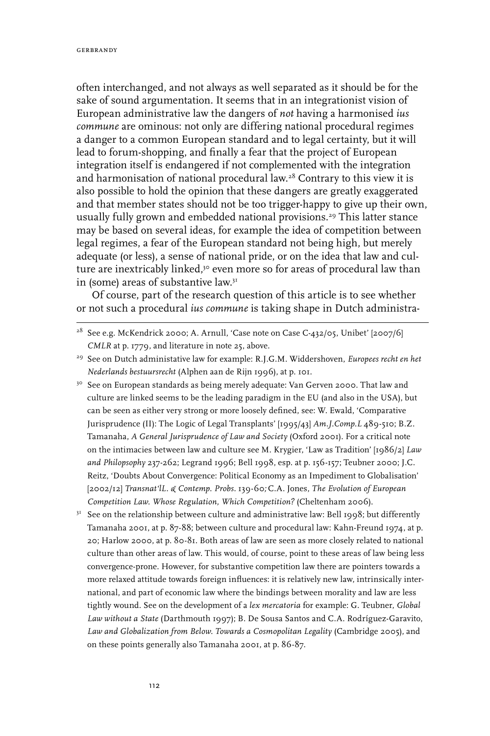often interchanged, and not always as well separated as it should be for the sake of sound argumentation. It seems that in an integrationist vision of European administrative law the dangers of *not* having a harmonised *ius commune* are ominous: not only are differing national procedural regimes a danger to a common European standard and to legal certainty, but it will lead to forum-shopping, and finally a fear that the project of European integration itself is endangered if not complemented with the integration and harmonisation of national procedural law.[28] Contrary to this view it is also possible to hold the opinion that these dangers are greatly exaggerated and that member states should not be too trigger-happy to give up their own, usually fully grown and embedded national provisions.[29] This latter stance may be based on several ideas, for example the idea of competition between legal regimes, a fear of the European standard not being high, but merely adequate (or less), a sense of national pride, or on the idea that law and culture are inextricably linked,[30] even more so for areas of procedural law than in (some) areas of substantive law.[31]

Of course, part of the research question of this article is to see whether or not such a procedural *ius commune* is taking shape in Dutch administra-

---

[28] See e.g. McKendrick 2000; A. Arnull, 'Case note on Case C-432/05, Unibet' [2007/6] *CMLR* at p. 1779, and literature in note 25, above.

[29] See on Dutch administative law for example: R.J.G.M. Widdershoven, *Europees recht en het Nederlands bestuursrecht* (Alphen aan de Rijn 1996), at p. 101.

[30] See on European standards as being merely adequate: Van Gerven 2000. That law and culture are linked seems to be the leading paradigm in the EU (and also in the USA), but can be seen as either very strong or more loosely defined, see: W. Ewald, 'Comparative Jurisprudence (II): The Logic of Legal Transplants' [1995/43] *Am.J.Comp.L* 489-510; B.Z. Tamanaha, *A General Jurisprudence of Law and Society* (Oxford 2001). For a critical note on the intimacies between law and culture see M. Krygier, 'Law as Tradition' [1986/2] *Law and Philopsophy* 237-262; Legrand 1996; Bell 1998, esp. at p. 156-157; Teubner 2000; J.C. Reitz, 'Doubts About Convergence: Political Economy as an Impediment to Globalisation' [2002/12] *Transnat'lL. & Contemp. Probs.* 139-60; C.A. Jones, *The Evolution of European Competition Law. Whose Regulation, Which Competition?* (Cheltenham 2006).

[31] See on the relationship between culture and administrative law: Bell 1998; but differently Tamanaha 2001, at p. 87-88; between culture and procedural law: Kahn-Freund 1974, at p. 20; Harlow 2000, at p. 80-81. Both areas of law are seen as more closely related to national culture than other areas of law. This would, of course, point to these areas of law being less convergence-prone. However, for substantive competition law there are pointers towards a more relaxed attitude towards foreign influences: it is relatively new law, intrinsically international, and part of economic law where the bindings between morality and law are less tightly wound. See on the development of a *lex mercatoria* for example: G. Teubner, *Global Law without a State* (Darthmouth 1997); B. De Sousa Santos and C.A. Rodríguez-Garavito, *Law and Globalization from Below. Towards a Cosmopolitan Legality* (Cambridge 2005), and on these points generally also Tamanaha 2001, at p. 86-87.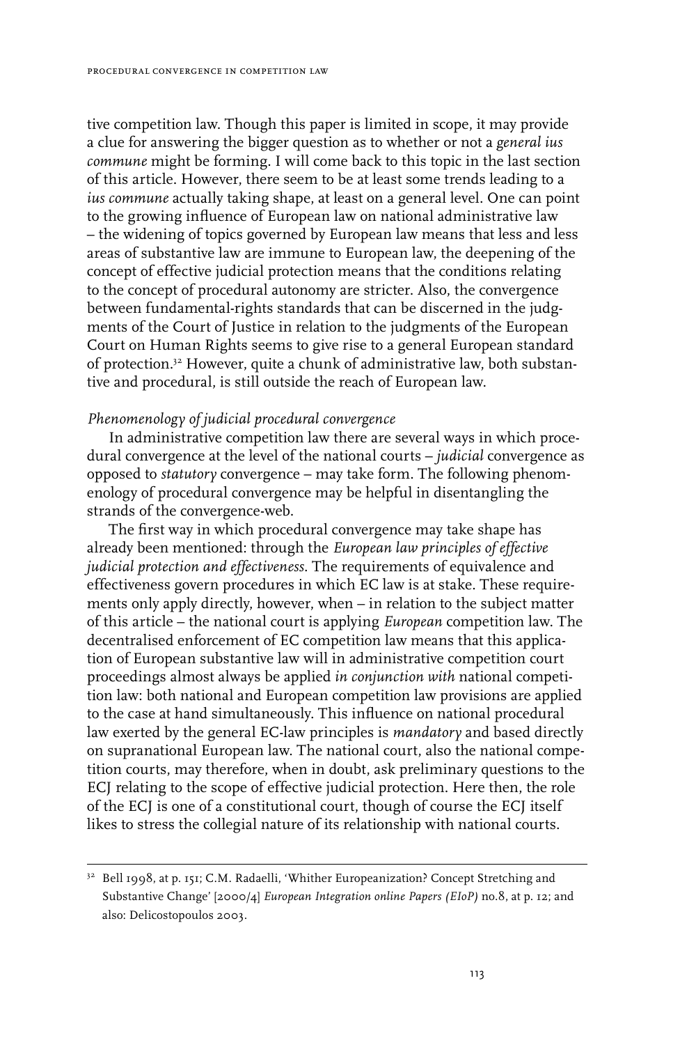tive competition law. Though this paper is limited in scope, it may provide a clue for answering the bigger question as to whether or not a *general ius commune* might be forming. I will come back to this topic in the last section of this article. However, there seem to be at least some trends leading to a *ius commune* actually taking shape, at least on a general level. One can point to the growing influence of European law on national administrative law – the widening of topics governed by European law means that less and less areas of substantive law are immune to European law, the deepening of the concept of effective judicial protection means that the conditions relating to the concept of procedural autonomy are stricter. Also, the convergence between fundamental-rights standards that can be discerned in the judgments of the Court of Justice in relation to the judgments of the European Court on Human Rights seems to give rise to a general European standard of protection.[32] However, quite a chunk of administrative law, both substantive and procedural, is still outside the reach of European law.

*Phenomenology of judicial procedural convergence*

In administrative competition law there are several ways in which procedural convergence at the level of the national courts – *judicial* convergence as opposed to *statutory* convergence – may take form. The following phenomenology of procedural convergence may be helpful in disentangling the strands of the convergence-web.

The first way in which procedural convergence may take shape has already been mentioned: through the *European law principles of effective judicial protection and effectiveness*. The requirements of equivalence and effectiveness govern procedures in which EC law is at stake. These requirements only apply directly, however, when – in relation to the subject matter of this article – the national court is applying *European* competition law. The decentralised enforcement of EC competition law means that this application of European substantive law will in administrative competition court proceedings almost always be applied *in conjunction with* national competition law: both national and European competition law provisions are applied to the case at hand simultaneously. This influence on national procedural law exerted by the general EC-law principles is *mandatory* and based directly on supranational European law. The national court, also the national competition courts, may therefore, when in doubt, ask preliminary questions to the ECJ relating to the scope of effective judicial protection. Here then, the role of the ECJ is one of a constitutional court, though of course the ECJ itself likes to stress the collegial nature of its relationship with national courts.

---

[32] Bell 1998, at p. 151; C.M. Radaelli, 'Whither Europeanization? Concept Stretching and Substantive Change' [2000/4] *European Integration online Papers (EIoP)* no.8, at p. 12; and also: Delicostopoulos 2003.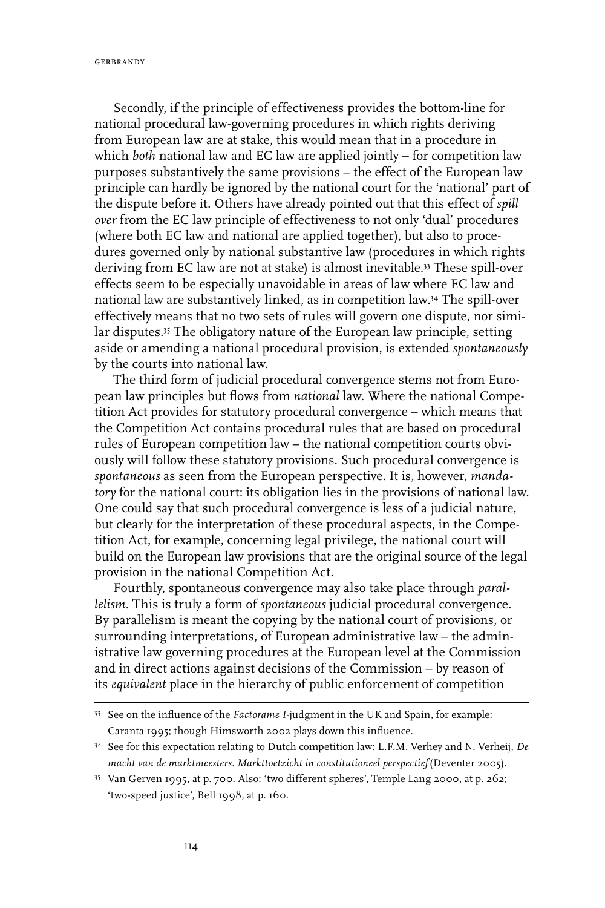Secondly, if the principle of effectiveness provides the bottom-line for national procedural law-governing procedures in which rights deriving from European law are at stake, this would mean that in a procedure in which *both* national law and EC law are applied jointly – for competition law purposes substantively the same provisions – the effect of the European law principle can hardly be ignored by the national court for the 'national' part of the dispute before it. Others have already pointed out that this effect of *spill over* from the EC law principle of effectiveness to not only 'dual' procedures (where both EC law and national are applied together), but also to procedures governed only by national substantive law (procedures in which rights deriving from EC law are not at stake) is almost inevitable.[33] These spill-over effects seem to be especially unavoidable in areas of law where EC law and national law are substantively linked, as in competition law.[34] The spill-over effectively means that no two sets of rules will govern one dispute, nor similar disputes.[35] The obligatory nature of the European law principle, setting aside or amending a national procedural provision, is extended *spontaneously* by the courts into national law.

The third form of judicial procedural convergence stems not from European law principles but flows from *national* law. Where the national Competition Act provides for statutory procedural convergence – which means that the Competition Act contains procedural rules that are based on procedural rules of European competition law – the national competition courts obviously will follow these statutory provisions. Such procedural convergence is *spontaneous* as seen from the European perspective. It is, however, *mandatory* for the national court: its obligation lies in the provisions of national law. One could say that such procedural convergence is less of a judicial nature, but clearly for the interpretation of these procedural aspects, in the Competition Act, for example, concerning legal privilege, the national court will build on the European law provisions that are the original source of the legal provision in the national Competition Act.

Fourthly, spontaneous convergence may also take place through *parallelism*. This is truly a form of *spontaneous* judicial procedural convergence. By parallelism is meant the copying by the national court of provisions, or surrounding interpretations, of European administrative law – the administrative law governing procedures at the European level at the Commission and in direct actions against decisions of the Commission – by reason of its *equivalent* place in the hierarchy of public enforcement of competition

---

[33] See on the influence of the *Factorame I*-judgment in the UK and Spain, for example: Caranta 1995; though Himsworth 2002 plays down this influence.

[34] See for this expectation relating to Dutch competition law: L.F.M. Verhey and N. Verheij, *De macht van de marktmeesters. Markttoetzicht in constitutioneel perspectief* (Deventer 2005).

[35] Van Gerven 1995, at p. 700. Also: 'two different spheres', Temple Lang 2000, at p. 262; 'two-speed justice', Bell 1998, at p. 160.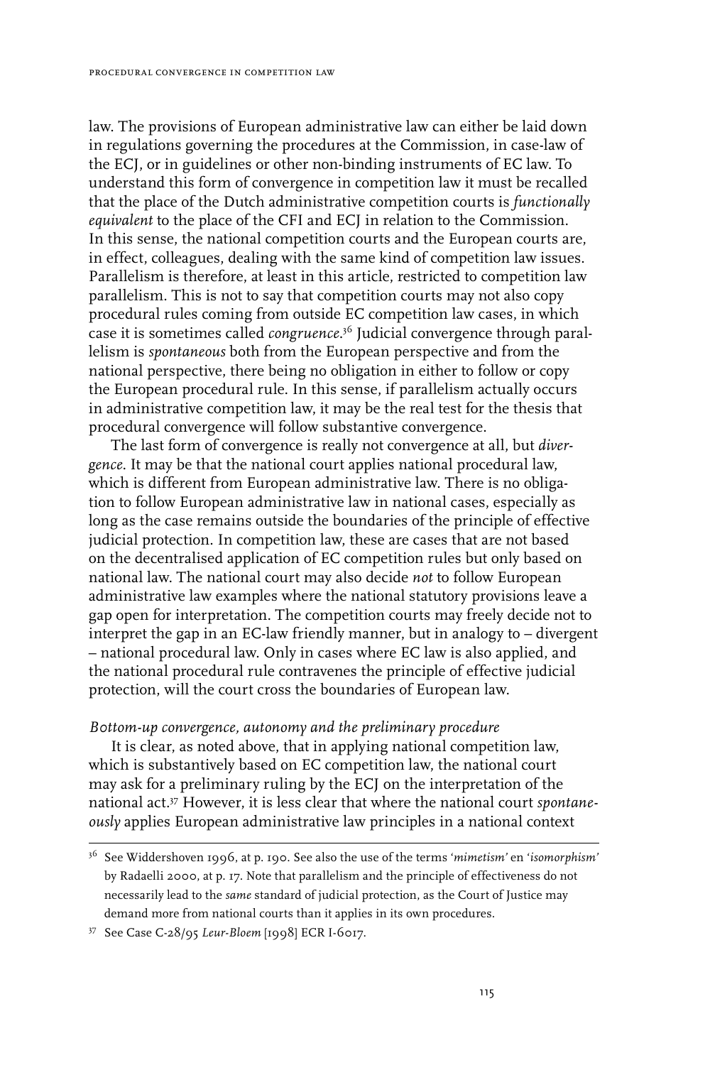law. The provisions of European administrative law can either be laid down in regulations governing the procedures at the Commission, in case-law of the ECJ, or in guidelines or other non-binding instruments of EC law. To understand this form of convergence in competition law it must be recalled that the place of the Dutch administrative competition courts is *functionally equivalent* to the place of the CFI and ECJ in relation to the Commission. In this sense, the national competition courts and the European courts are, in effect, colleagues, dealing with the same kind of competition law issues. Parallelism is therefore, at least in this article, restricted to competition law parallelism. This is not to say that competition courts may not also copy procedural rules coming from outside EC competition law cases, in which case it is sometimes called *congruence*.[36] Judicial convergence through parallelism is *spontaneous* both from the European perspective and from the national perspective, there being no obligation in either to follow or copy the European procedural rule. In this sense, if parallelism actually occurs in administrative competition law, it may be the real test for the thesis that procedural convergence will follow substantive convergence.

The last form of convergence is really not convergence at all, but *divergence*. It may be that the national court applies national procedural law, which is different from European administrative law. There is no obligation to follow European administrative law in national cases, especially as long as the case remains outside the boundaries of the principle of effective judicial protection. In competition law, these are cases that are not based on the decentralised application of EC competition rules but only based on national law. The national court may also decide *not* to follow European administrative law examples where the national statutory provisions leave a gap open for interpretation. The competition courts may freely decide not to interpret the gap in an EC-law friendly manner, but in analogy to – divergent – national procedural law. Only in cases where EC law is also applied, and the national procedural rule contravenes the principle of effective judicial protection, will the court cross the boundaries of European law.

*Bottom-up convergence, autonomy and the preliminary procedure*

It is clear, as noted above, that in applying national competition law, which is substantively based on EC competition law, the national court may ask for a preliminary ruling by the ECJ on the interpretation of the national act.[37] However, it is less clear that where the national court *spontaneously* applies European administrative law principles in a national context

---

[36] See Widdershoven 1996, at p. 190. See also the use of the terms '*mimetism*' en '*isomorphism*' by Radaelli 2000, at p. 17. Note that parallelism and the principle of effectiveness do not necessarily lead to the *same* standard of judicial protection, as the Court of Justice may demand more from national courts than it applies in its own procedures.

[37] See Case C-28/95 *Leur-Bloem* [1998] ECR I-6017.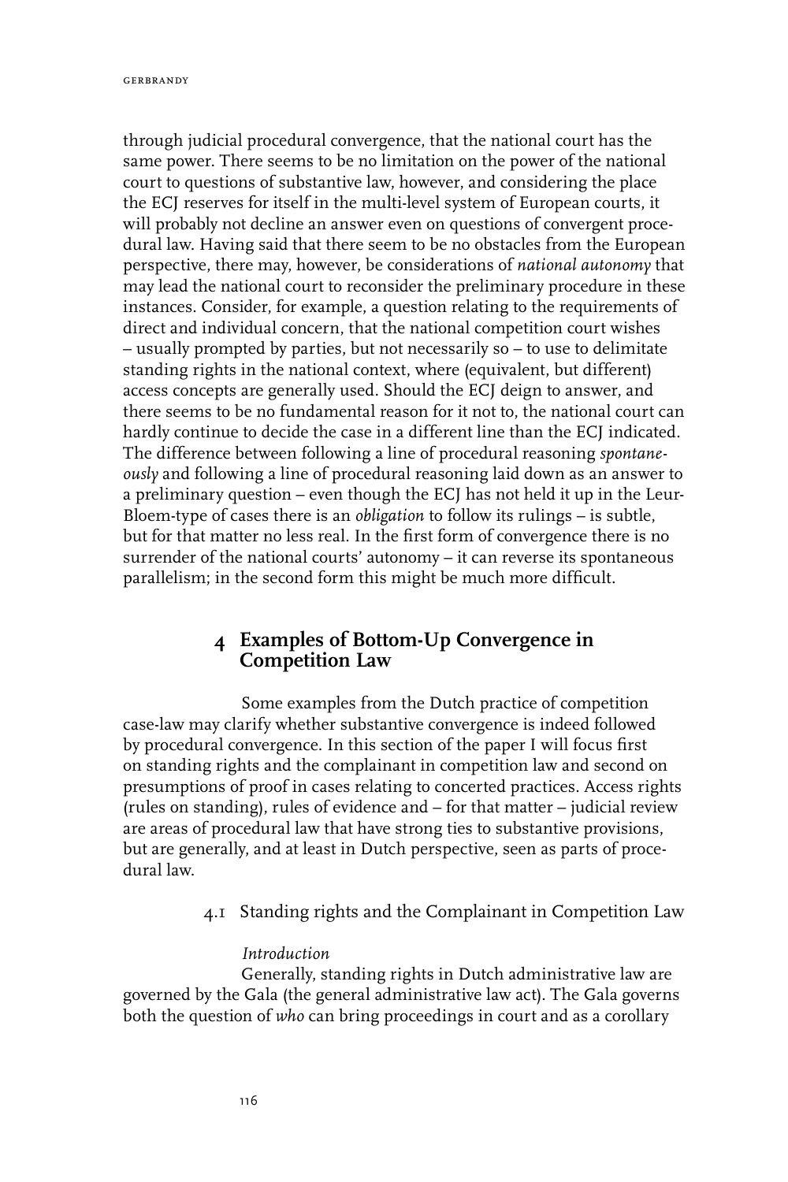through judicial procedural convergence, that the national court has the same power. There seems to be no limitation on the power of the national court to questions of substantive law, however, and considering the place the ECJ reserves for itself in the multi-level system of European courts, it will probably not decline an answer even on questions of convergent procedural law. Having said that there seem to be no obstacles from the European perspective, there may, however, be considerations of *national autonomy* that may lead the national court to reconsider the preliminary procedure in these instances. Consider, for example, a question relating to the requirements of direct and individual concern, that the national competition court wishes – usually prompted by parties, but not necessarily so – to use to delimitate standing rights in the national context, where (equivalent, but different) access concepts are generally used. Should the ECJ deign to answer, and there seems to be no fundamental reason for it not to, the national court can hardly continue to decide the case in a different line than the ECJ indicated. The difference between following a line of procedural reasoning *spontaneously* and following a line of procedural reasoning laid down as an answer to a preliminary question – even though the ECJ has not held it up in the Leur-Bloem-type of cases there is an *obligation* to follow its rulings – is subtle, but for that matter no less real. In the first form of convergence there is no surrender of the national courts' autonomy – it can reverse its spontaneous parallelism; in the second form this might be much more difficult.

## 4 Examples of Bottom-Up Convergence in Competition Law

Some examples from the Dutch practice of competition case-law may clarify whether substantive convergence is indeed followed by procedural convergence. In this section of the paper I will focus first on standing rights and the complainant in competition law and second on presumptions of proof in cases relating to concerted practices. Access rights (rules on standing), rules of evidence and – for that matter – judicial review are areas of procedural law that have strong ties to substantive provisions, but are generally, and at least in Dutch perspective, seen as parts of procedural law.

### 4.1 Standing rights and the Complainant in Competition Law

*Introduction*

Generally, standing rights in Dutch administrative law are governed by the Gala (the general administrative law act). The Gala governs both the question of *who* can bring proceedings in court and as a corollary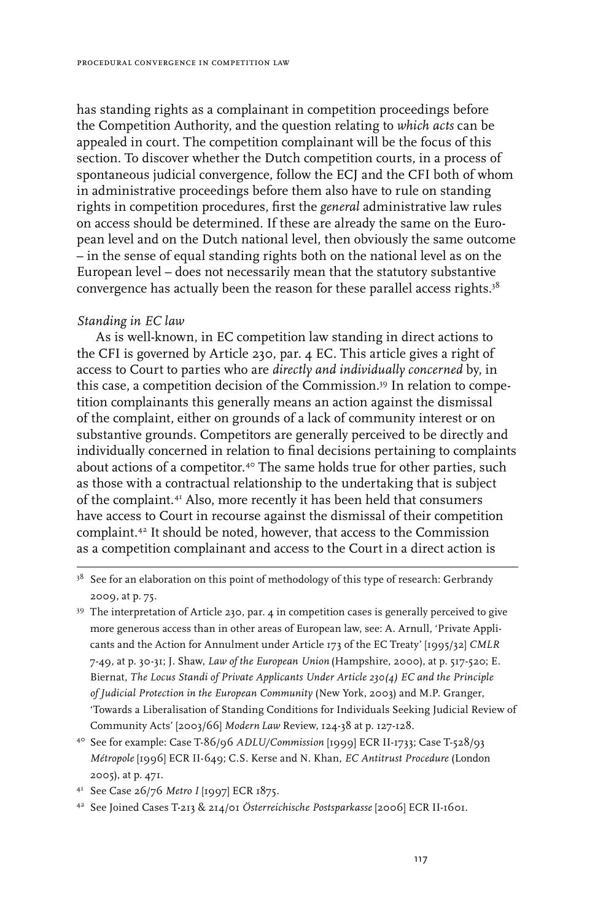has standing rights as a complainant in competition proceedings before the Competition Authority, and the question relating to *which acts* can be appealed in court. The competition complainant will be the focus of this section. To discover whether the Dutch competition courts, in a process of spontaneous judicial convergence, follow the ECJ and the CFI both of whom in administrative proceedings before them also have to rule on standing rights in competition procedures, first the *general* administrative law rules on access should be determined. If these are already the same on the European level and on the Dutch national level, then obviously the same outcome – in the sense of equal standing rights both on the national level as on the European level – does not necessarily mean that the statutory substantive convergence has actually been the reason for these parallel access rights.[38]

*Standing in EC law*

As is well-known, in EC competition law standing in direct actions to the CFI is governed by Article 230, par. 4 EC. This article gives a right of access to Court to parties who are *directly and individually concerned* by, in this case, a competition decision of the Commission.[39] In relation to competition complainants this generally means an action against the dismissal of the complaint, either on grounds of a lack of community interest or on substantive grounds. Competitors are generally perceived to be directly and individually concerned in relation to final decisions pertaining to complaints about actions of a competitor.[40] The same holds true for other parties, such as those with a contractual relationship to the undertaking that is subject of the complaint.[41] Also, more recently it has been held that consumers have access to Court in recourse against the dismissal of their competition complaint.[42] It should be noted, however, that access to the Commission as a competition complainant and access to the Court in a direct action is

---

[38] See for an elaboration on this point of methodology of this type of research: Gerbrandy 2009, at p. 75.

[39] The interpretation of Article 230, par. 4 in competition cases is generally perceived to give more generous access than in other areas of European law, see: A. Arnull, 'Private Applicants and the Action for Annulment under Article 173 of the EC Treaty' [1995/32] *CMLR* 7-49, at p. 30-31; J. Shaw, *Law of the European Union* (Hampshire, 2000), at p. 517-520; E. Biernat, *The Locus Standi of Private Applicants Under Article 230(4) EC and the Principle of Judicial Protection in the European Community* (New York, 2003) and M.P. Granger, 'Towards a Liberalisation of Standing Conditions for Individuals Seeking Judicial Review of Community Acts' [2003/66] *Modern Law* Review, 124-38 at p. 127-128.

[40] See for example: Case T-86/96 *ADLU/Commission* [1999] ECR II-1733; Case T-528/93 *Métropole* [1996] ECR II-649; C.S. Kerse and N. Khan, *EC Antitrust Procedure* (London 2005), at p. 471.

[41] See Case 26/76 *Metro I* [1997] ECR 1875.

[42] See Joined Cases T-213 & 214/01 *Österreichische Postsparkasse* [2006] ECR II-1601.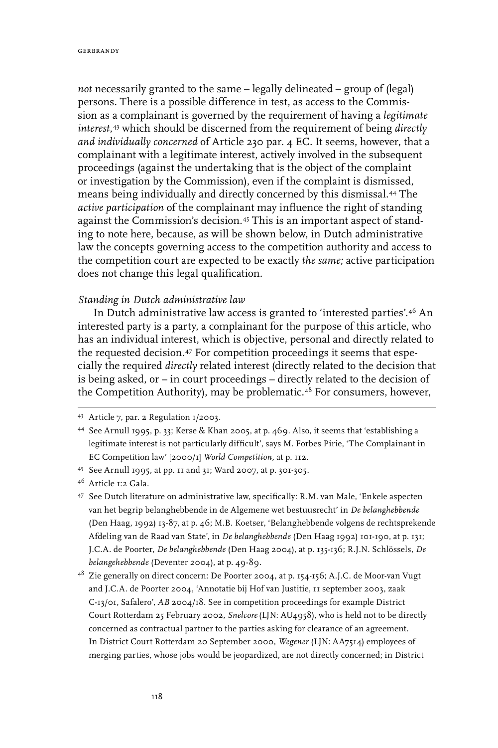*not* necessarily granted to the same – legally delineated – group of (legal) persons. There is a possible difference in test, as access to the Commission as a complainant is governed by the requirement of having a *legitimate interest*,[43] which should be discerned from the requirement of being *directly and individually concerned* of Article 230 par. 4 EC. It seems, however, that a complainant with a legitimate interest, actively involved in the subsequent proceedings (against the undertaking that is the object of the complaint or investigation by the Commission), even if the complaint is dismissed, means being individually and directly concerned by this dismissal.[44] The *active participation* of the complainant may influence the right of standing against the Commission's decision.[45] This is an important aspect of standing to note here, because, as will be shown below, in Dutch administrative law the concepts governing access to the competition authority and access to the competition court are expected to be exactly *the same;* active participation does not change this legal qualification.

*Standing in Dutch administrative law*

In Dutch administrative law access is granted to 'interested parties'.[46] An interested party is a party, a complainant for the purpose of this article, who has an individual interest, which is objective, personal and directly related to the requested decision.[47] For competition proceedings it seems that especially the required *directly* related interest (directly related to the decision that is being asked, or – in court proceedings – directly related to the decision of the Competition Authority), may be problematic.[48] For consumers, however,

---

[43] Article 7, par. 2 Regulation 1/2003.

[44] See Arnull 1995, p. 33; Kerse & Khan 2005, at p. 469. Also, it seems that 'establishing a legitimate interest is not particularly difficult', says M. Forbes Pirie, 'The Complainant in EC Competition law' [2000/1] *World Competition,* at p. 112.

[45] See Arnull 1995, at pp. 11 and 31; Ward 2007, at p. 301-305.

[46] Article 1:2 Gala.

[47] See Dutch literature on administrative law, specifically: R.M. van Male, 'Enkele aspecten van het begrip belanghebbende in de Algemene wet bestuursrecht' in *De belanghebbende* (Den Haag, 1992) 13-87, at p. 46; M.B. Koetser, 'Belanghebbende volgens de rechtsprekende Afdeling van de Raad van State', in *De belanghebbende* (Den Haag 1992) 101-190, at p. 131; J.C.A. de Poorter, *De belanghebbende* (Den Haag 2004), at p. 135-136; R.J.N. Schlössels, *De belangehebbende* (Deventer 2004), at p. 49-89.

[48] Zie generally on direct concern: De Poorter 2004, at p. 154-156; A.J.C. de Moor-van Vugt and J.C.A. de Poorter 2004, 'Annotatie bij Hof van Justitie, 11 september 2003, zaak C-13/01, Safalero', *AB* 2004/18. See in competition proceedings for example District Court Rotterdam 25 February 2002, *Snelcore* (LJN: AU4958), who is held not to be directly concerned as contractual partner to the parties asking for clearance of an agreement. In District Court Rotterdam 20 September 2000, *Wegener* (LJN: AA7514) employees of merging parties, whose jobs would be jeopardized, are not directly concerned; in District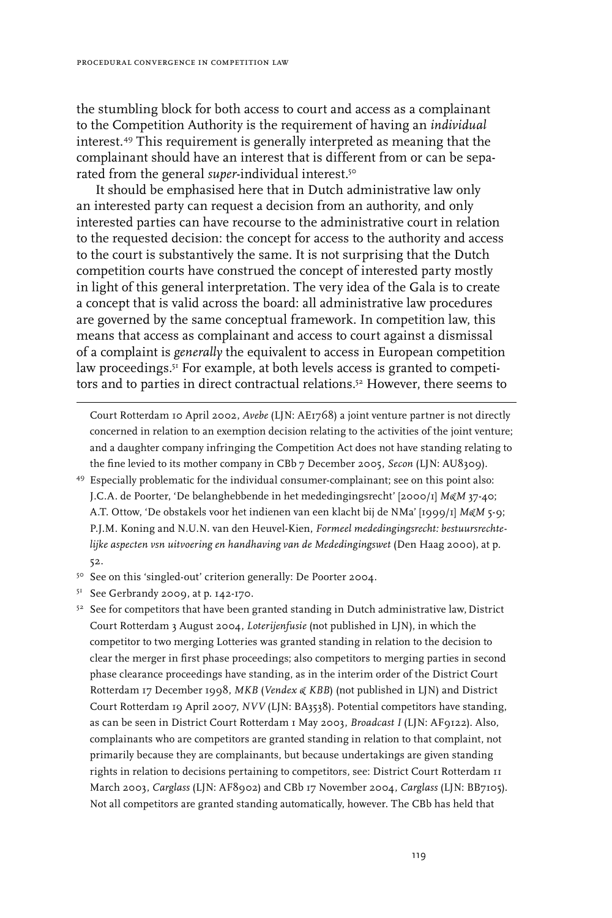the stumbling block for both access to court and access as a complainant to the Competition Authority is the requirement of having an *individual* interest.[49] This requirement is generally interpreted as meaning that the complainant should have an interest that is different from or can be separated from the general *super*-individual interest.[50]

It should be emphasised here that in Dutch administrative law only an interested party can request a decision from an authority, and only interested parties can have recourse to the administrative court in relation to the requested decision: the concept for access to the authority and access to the court is substantively the same. It is not surprising that the Dutch competition courts have construed the concept of interested party mostly in light of this general interpretation. The very idea of the Gala is to create a concept that is valid across the board: all administrative law procedures are governed by the same conceptual framework. In competition law, this means that access as complainant and access to court against a dismissal of a complaint is *generally* the equivalent to access in European competition law proceedings.[51] For example, at both levels access is granted to competitors and to parties in direct contractual relations.[52] However, there seems to

---

Court Rotterdam 10 April 2002, *Avebe* (LJN: AE1768) a joint venture partner is not directly concerned in relation to an exemption decision relating to the activities of the joint venture; and a daughter company infringing the Competition Act does not have standing relating to the fine levied to its mother company in CBb 7 December 2005, *Secon* (LJN: AU8309).

[49] Especially problematic for the individual consumer-complainant; see on this point also: J.C.A. de Poorter, 'De belanghebbende in het mededingingsrecht' [2000/1] *M&M* 37-40; A.T. Ottow, 'De obstakels voor het indienen van een klacht bij de NMa' [1999/1] *M&M* 5-9; P.J.M. Koning and N.U.N. van den Heuvel-Kien, *Formeel mededingingsrecht: bestuursrechtelijke aspecten vsn uitvoering en handhaving van de Mededingingswet* (Den Haag 2000), at p. 52.

[50] See on this 'singled-out' criterion generally: De Poorter 2004.

[51] See Gerbrandy 2009, at p. 142-170.

[52] See for competitors that have been granted standing in Dutch administrative law, District Court Rotterdam 3 August 2004, *Loterijenfusie* (not published in LJN), in which the competitor to two merging Lotteries was granted standing in relation to the decision to clear the merger in first phase proceedings; also competitors to merging parties in second phase clearance proceedings have standing, as in the interim order of the District Court Rotterdam 17 December 1998, *MKB* (*Vendex & KBB*) (not published in LJN) and District Court Rotterdam 19 April 2007, *NVV* (LJN: BA3538). Potential competitors have standing, as can be seen in District Court Rotterdam 1 May 2003, *Broadcast I* (LJN: AF9122). Also, complainants who are competitors are granted standing in relation to that complaint, not primarily because they are complainants, but because undertakings are given standing rights in relation to decisions pertaining to competitors, see: District Court Rotterdam 11 March 2003, *Carglass* (LJN: AF8902) and CBb 17 November 2004, *Carglass* (LJN: BB7105). Not all competitors are granted standing automatically, however. The CBb has held that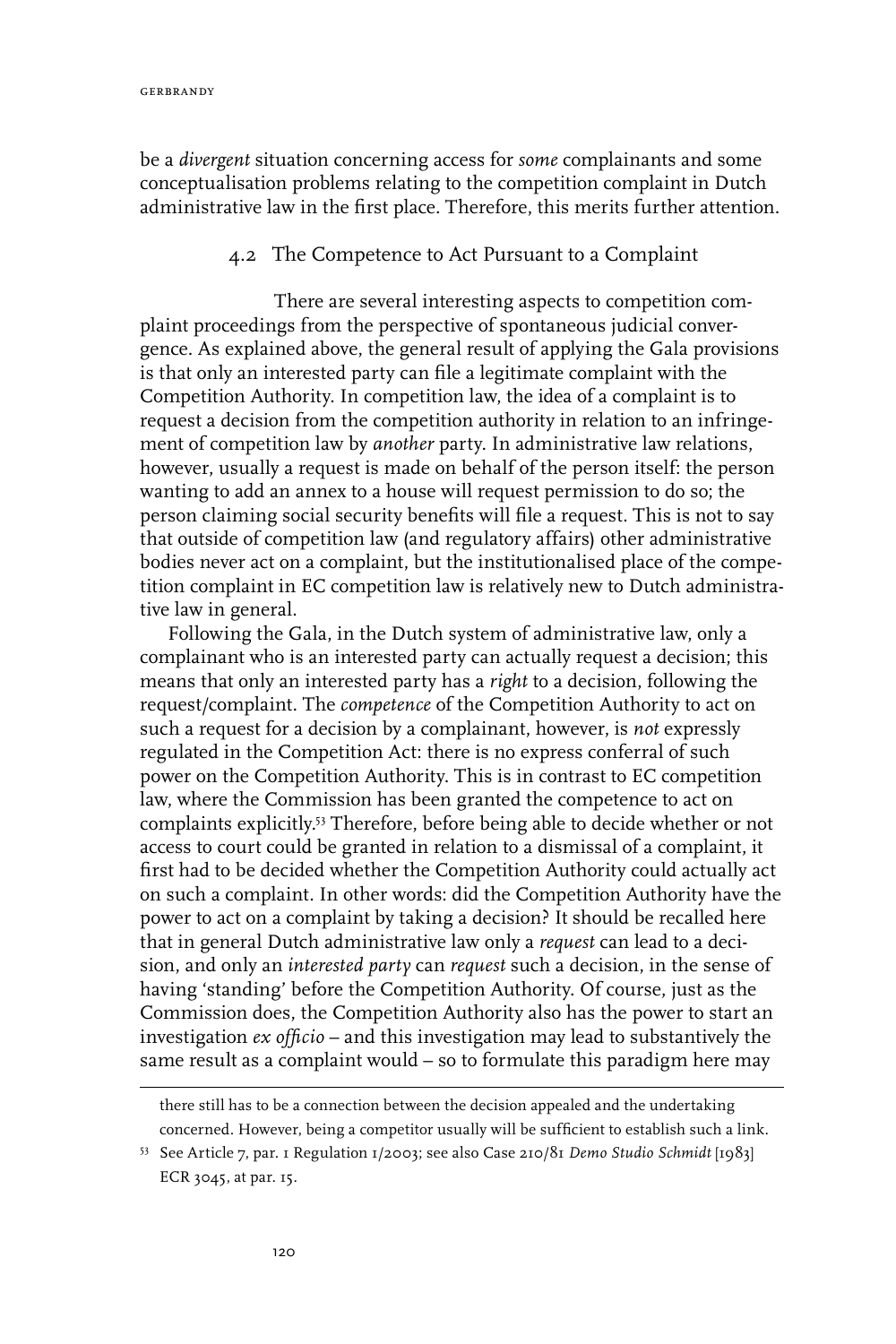be a *divergent* situation concerning access for *some* complainants and some conceptualisation problems relating to the competition complaint in Dutch administrative law in the first place. Therefore, this merits further attention.

### 4.2 The Competence to Act Pursuant to a Complaint

There are several interesting aspects to competition complaint proceedings from the perspective of spontaneous judicial convergence. As explained above, the general result of applying the Gala provisions is that only an interested party can file a legitimate complaint with the Competition Authority. In competition law, the idea of a complaint is to request a decision from the competition authority in relation to an infringement of competition law by *another* party. In administrative law relations, however, usually a request is made on behalf of the person itself: the person wanting to add an annex to a house will request permission to do so; the person claiming social security benefits will file a request. This is not to say that outside of competition law (and regulatory affairs) other administrative bodies never act on a complaint, but the institutionalised place of the competition complaint in EC competition law is relatively new to Dutch administrative law in general.

Following the Gala, in the Dutch system of administrative law, only a complainant who is an interested party can actually request a decision; this means that only an interested party has a *right* to a decision, following the request/complaint. The *competence* of the Competition Authority to act on such a request for a decision by a complainant, however, is *not* expressly regulated in the Competition Act: there is no express conferral of such power on the Competition Authority. This is in contrast to EC competition law, where the Commission has been granted the competence to act on complaints explicitly.[53] Therefore, before being able to decide whether or not access to court could be granted in relation to a dismissal of a complaint, it first had to be decided whether the Competition Authority could actually act on such a complaint. In other words: did the Competition Authority have the power to act on a complaint by taking a decision? It should be recalled here that in general Dutch administrative law only a *request* can lead to a decision, and only an *interested party* can *request* such a decision, in the sense of having 'standing' before the Competition Authority. Of course, just as the Commission does, the Competition Authority also has the power to start an investigation *ex officio* – and this investigation may lead to substantively the same result as a complaint would – so to formulate this paradigm here may

---

there still has to be a connection between the decision appealed and the undertaking concerned. However, being a competitor usually will be sufficient to establish such a link.

[53] See Article 7, par. 1 Regulation 1/2003; see also Case 210/81 *Demo Studio Schmidt* [1983] ECR 3045, at par. 15.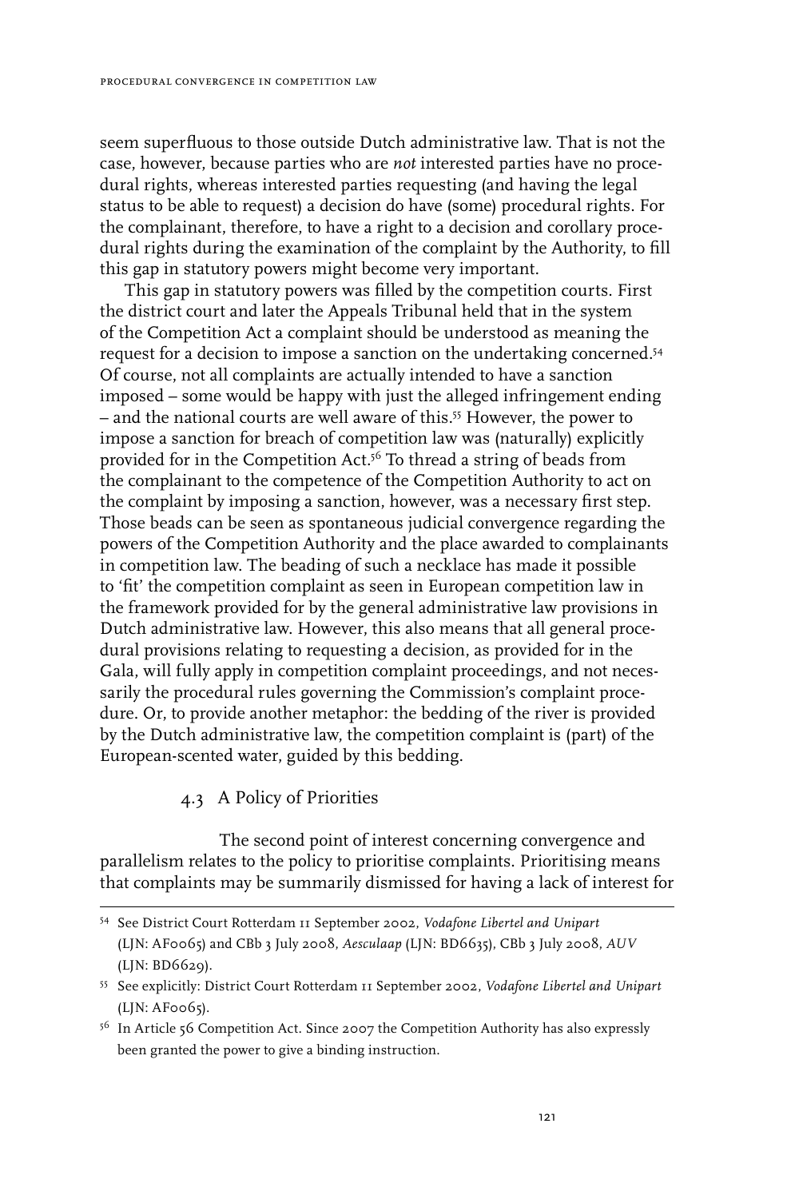seem superfluous to those outside Dutch administrative law. That is not the case, however, because parties who are *not* interested parties have no procedural rights, whereas interested parties requesting (and having the legal status to be able to request) a decision do have (some) procedural rights. For the complainant, therefore, to have a right to a decision and corollary procedural rights during the examination of the complaint by the Authority, to fill this gap in statutory powers might become very important.

This gap in statutory powers was filled by the competition courts. First the district court and later the Appeals Tribunal held that in the system of the Competition Act a complaint should be understood as meaning the request for a decision to impose a sanction on the undertaking concerned.[54] Of course, not all complaints are actually intended to have a sanction imposed – some would be happy with just the alleged infringement ending – and the national courts are well aware of this.[55] However, the power to impose a sanction for breach of competition law was (naturally) explicitly provided for in the Competition Act.[56] To thread a string of beads from the complainant to the competence of the Competition Authority to act on the complaint by imposing a sanction, however, was a necessary first step. Those beads can be seen as spontaneous judicial convergence regarding the powers of the Competition Authority and the place awarded to complainants in competition law. The beading of such a necklace has made it possible to 'fit' the competition complaint as seen in European competition law in the framework provided for by the general administrative law provisions in Dutch administrative law. However, this also means that all general procedural provisions relating to requesting a decision, as provided for in the Gala, will fully apply in competition complaint proceedings, and not necessarily the procedural rules governing the Commission's complaint procedure. Or, to provide another metaphor: the bedding of the river is provided by the Dutch administrative law, the competition complaint is (part) of the European-scented water, guided by this bedding.

### 4.3 A Policy of Priorities

The second point of interest concerning convergence and parallelism relates to the policy to prioritise complaints. Prioritising means that complaints may be summarily dismissed for having a lack of interest for

---

[54] See District Court Rotterdam 11 September 2002, *Vodafone Libertel and Unipart* (LJN: AF0065) and CBb 3 July 2008, *Aesculaap* (LJN: BD6635), CBb 3 July 2008, *AUV* (LJN: BD6629).

[55] See explicitly: District Court Rotterdam 11 September 2002, *Vodafone Libertel and Unipart* (LJN: AF0065).

[56] In Article 56 Competition Act. Since 2007 the Competition Authority has also expressly been granted the power to give a binding instruction.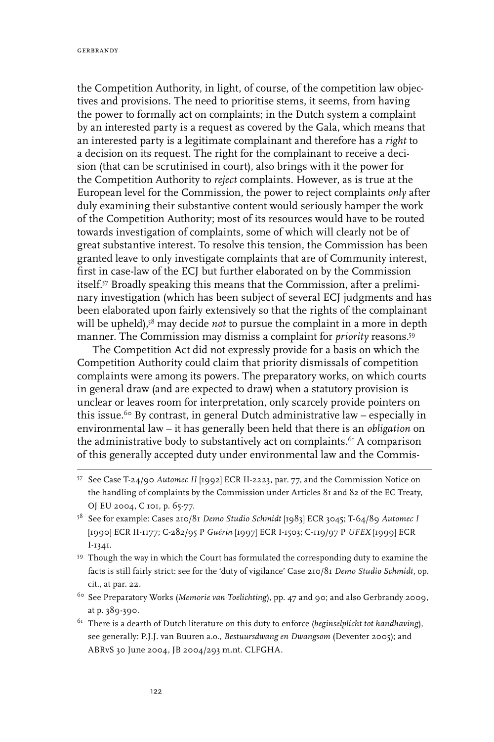the Competition Authority, in light, of course, of the competition law objectives and provisions. The need to prioritise stems, it seems, from having the power to formally act on complaints; in the Dutch system a complaint by an interested party is a request as covered by the Gala, which means that an interested party is a legitimate complainant and therefore has a *right* to a decision on its request. The right for the complainant to receive a decision (that can be scrutinised in court), also brings with it the power for the Competition Authority to *reject* complaints. However, as is true at the European level for the Commission, the power to reject complaints *only* after duly examining their substantive content would seriously hamper the work of the Competition Authority; most of its resources would have to be routed towards investigation of complaints, some of which will clearly not be of great substantive interest. To resolve this tension, the Commission has been granted leave to only investigate complaints that are of Community interest, first in case-law of the ECJ but further elaborated on by the Commission itself.[57] Broadly speaking this means that the Commission, after a preliminary investigation (which has been subject of several ECJ judgments and has been elaborated upon fairly extensively so that the rights of the complainant will be upheld),[58] may decide *not* to pursue the complaint in a more in depth manner. The Commission may dismiss a complaint for *priority* reasons.[59]

The Competition Act did not expressly provide for a basis on which the Competition Authority could claim that priority dismissals of competition complaints were among its powers. The preparatory works, on which courts in general draw (and are expected to draw) when a statutory provision is unclear or leaves room for interpretation, only scarcely provide pointers on this issue.[60] By contrast, in general Dutch administrative law – especially in environmental law – it has generally been held that there is an *obligation* on the administrative body to substantively act on complaints.[61] A comparison of this generally accepted duty under environmental law and the Commis-

---

[57] See Case T-24/90 *Automec II* [1992] ECR II-2223, par. 77, and the Commission Notice on the handling of complaints by the Commission under Articles 81 and 82 of the EC Treaty, OJ EU 2004, C 101, p. 65-77.

[58] See for example: Cases 210/81 *Demo Studio Schmidt* [1983] ECR 3045; T-64/89 *Automec I* [1990] ECR II-1177; C-282/95 P *Guérin* [1997] ECR I-1503; C-119/97 P *UFEX* [1999] ECR I-1341.

[59] Though the way in which the Court has formulated the corresponding duty to examine the facts is still fairly strict: see for the 'duty of vigilance' Case 210/81 *Demo Studio Schmidt*, op. cit., at par. 22.

[60] See Preparatory Works (*Memorie van Toelichting*), pp. 47 and 90; and also Gerbrandy 2009, at p. 389-390.

[61] There is a dearth of Dutch literature on this duty to enforce (*beginselplicht tot handhaving*), see generally: P.J.J. van Buuren a.o., *Bestuursdwang en Dwangsom* (Deventer 2005); and ABRvS 30 June 2004, JB 2004/293 m.nt. CLFGHA.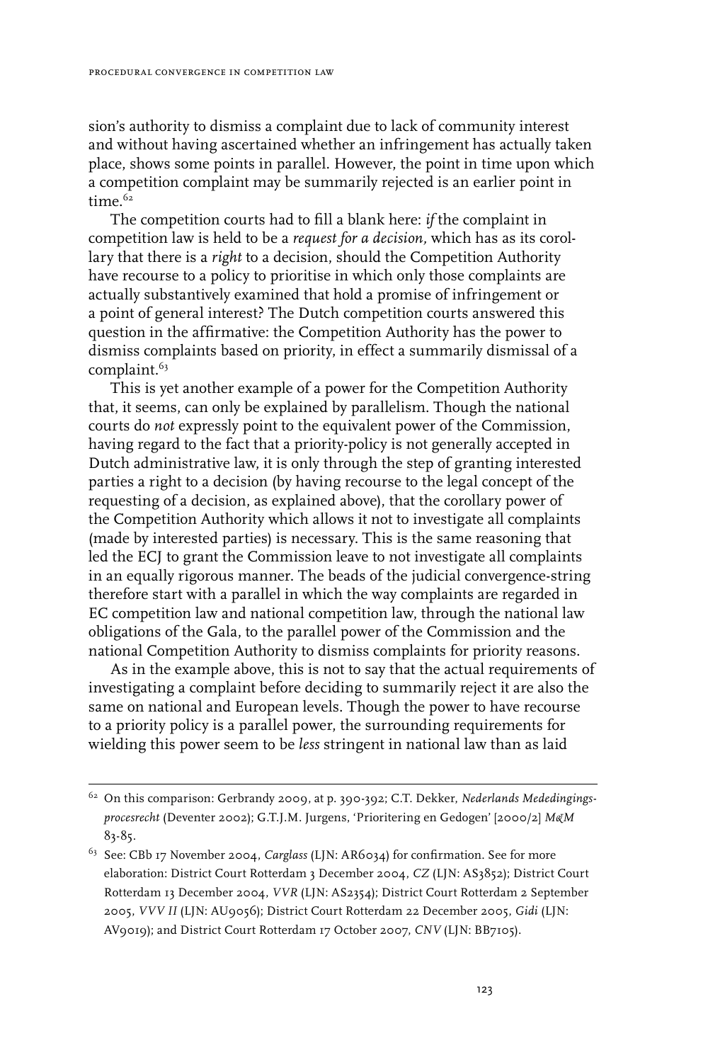sion's authority to dismiss a complaint due to lack of community interest and without having ascertained whether an infringement has actually taken place, shows some points in parallel. However, the point in time upon which a competition complaint may be summarily rejected is an earlier point in time.[62]

The competition courts had to fill a blank here: *if* the complaint in competition law is held to be a *request for a decision,* which has as its corollary that there is a *right* to a decision, should the Competition Authority have recourse to a policy to prioritise in which only those complaints are actually substantively examined that hold a promise of infringement or a point of general interest? The Dutch competition courts answered this question in the affirmative: the Competition Authority has the power to dismiss complaints based on priority, in effect a summarily dismissal of a complaint.[63]

This is yet another example of a power for the Competition Authority that, it seems, can only be explained by parallelism. Though the national courts do *not* expressly point to the equivalent power of the Commission, having regard to the fact that a priority-policy is not generally accepted in Dutch administrative law, it is only through the step of granting interested parties a right to a decision (by having recourse to the legal concept of the requesting of a decision, as explained above), that the corollary power of the Competition Authority which allows it not to investigate all complaints (made by interested parties) is necessary. This is the same reasoning that led the ECJ to grant the Commission leave to not investigate all complaints in an equally rigorous manner. The beads of the judicial convergence-string therefore start with a parallel in which the way complaints are regarded in EC competition law and national competition law, through the national law obligations of the Gala, to the parallel power of the Commission and the national Competition Authority to dismiss complaints for priority reasons.

As in the example above, this is not to say that the actual requirements of investigating a complaint before deciding to summarily reject it are also the same on national and European levels. Though the power to have recourse to a priority policy is a parallel power, the surrounding requirements for wielding this power seem to be *less* stringent in national law than as laid

---

[62] On this comparison: Gerbrandy 2009, at p. 390-392; C.T. Dekker, *Nederlands Mededingingsprocesrecht* (Deventer 2002); G.T.J.M. Jurgens, 'Prioritering en Gedogen' [2000/2] *M&M* 83-85.

[63] See: CBb 17 November 2004, *Carglass* (LJN: AR6034) for confirmation. See for more elaboration: District Court Rotterdam 3 December 2004, *CZ* (LJN: AS3852); District Court Rotterdam 13 December 2004, *VVR* (LJN: AS2354); District Court Rotterdam 2 September 2005, *VVV II* (LJN: AU9056); District Court Rotterdam 22 December 2005, *Gidi* (LJN: AV9019); and District Court Rotterdam 17 October 2007, *CNV* (LJN: BB7105).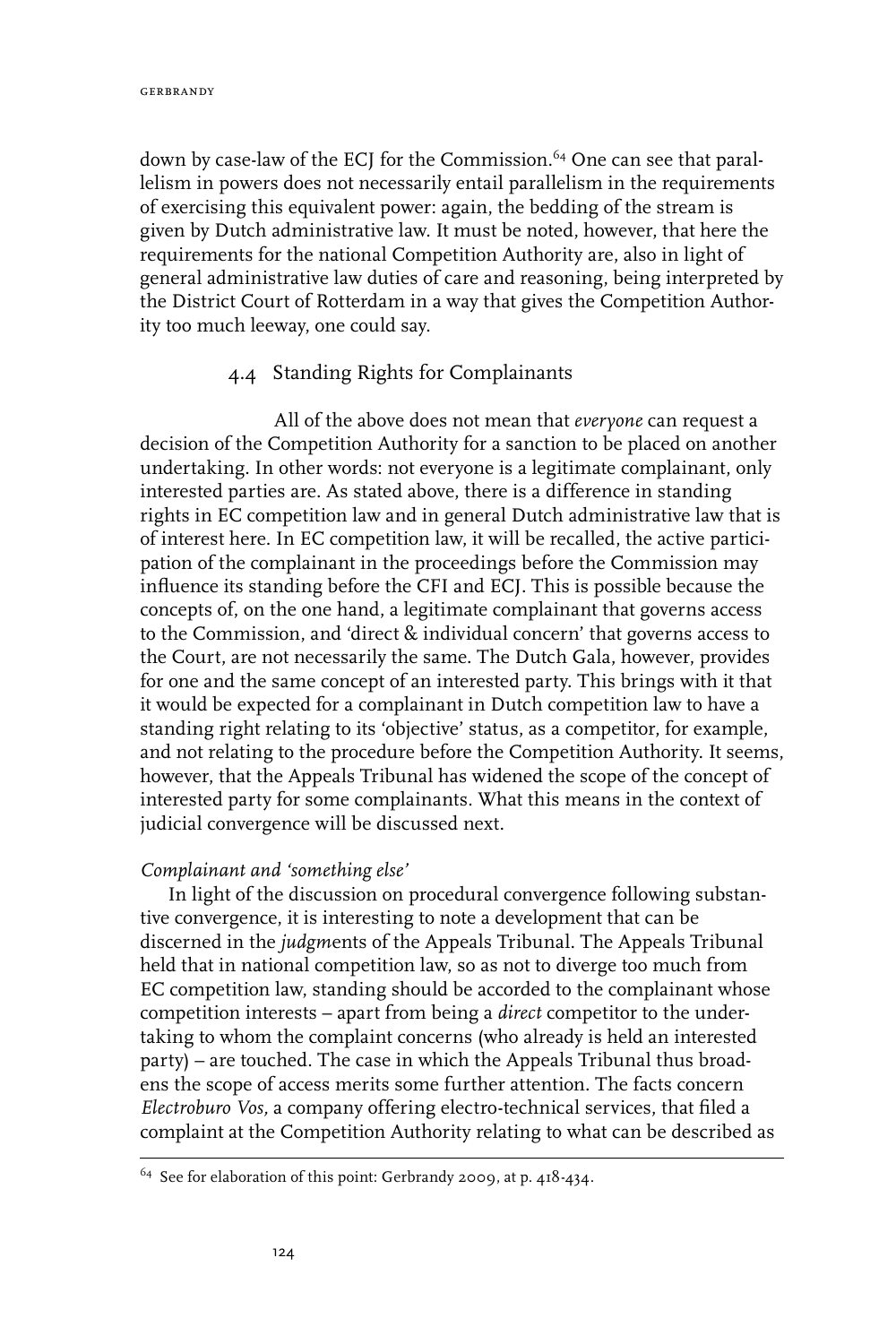down by case-law of the ECJ for the Commission.[64] One can see that parallelism in powers does not necessarily entail parallelism in the requirements of exercising this equivalent power: again, the bedding of the stream is given by Dutch administrative law. It must be noted, however, that here the requirements for the national Competition Authority are, also in light of general administrative law duties of care and reasoning, being interpreted by the District Court of Rotterdam in a way that gives the Competition Authority too much leeway, one could say.

### 4.4 Standing Rights for Complainants

All of the above does not mean that *everyone* can request a decision of the Competition Authority for a sanction to be placed on another undertaking. In other words: not everyone is a legitimate complainant, only interested parties are. As stated above, there is a difference in standing rights in EC competition law and in general Dutch administrative law that is of interest here. In EC competition law, it will be recalled, the active participation of the complainant in the proceedings before the Commission may influence its standing before the CFI and ECJ. This is possible because the concepts of, on the one hand, a legitimate complainant that governs access to the Commission, and 'direct & individual concern' that governs access to the Court, are not necessarily the same. The Dutch Gala, however, provides for one and the same concept of an interested party. This brings with it that it would be expected for a complainant in Dutch competition law to have a standing right relating to its 'objective' status, as a competitor, for example, and not relating to the procedure before the Competition Authority. It seems, however, that the Appeals Tribunal has widened the scope of the concept of interested party for some complainants. What this means in the context of judicial convergence will be discussed next.

*Complainant and 'something else'*

In light of the discussion on procedural convergence following substantive convergence, it is interesting to note a development that can be discerned in the *judgm*ents of the Appeals Tribunal. The Appeals Tribunal held that in national competition law, so as not to diverge too much from EC competition law, standing should be accorded to the complainant whose competition interests – apart from being a *direct* competitor to the undertaking to whom the complaint concerns (who already is held an interested party) – are touched. The case in which the Appeals Tribunal thus broadens the scope of access merits some further attention. The facts concern *Electroburo Vos*, a company offering electro-technical services, that filed a complaint at the Competition Authority relating to what can be described as

[64] See for elaboration of this point: Gerbrandy 2009, at p. 418-434.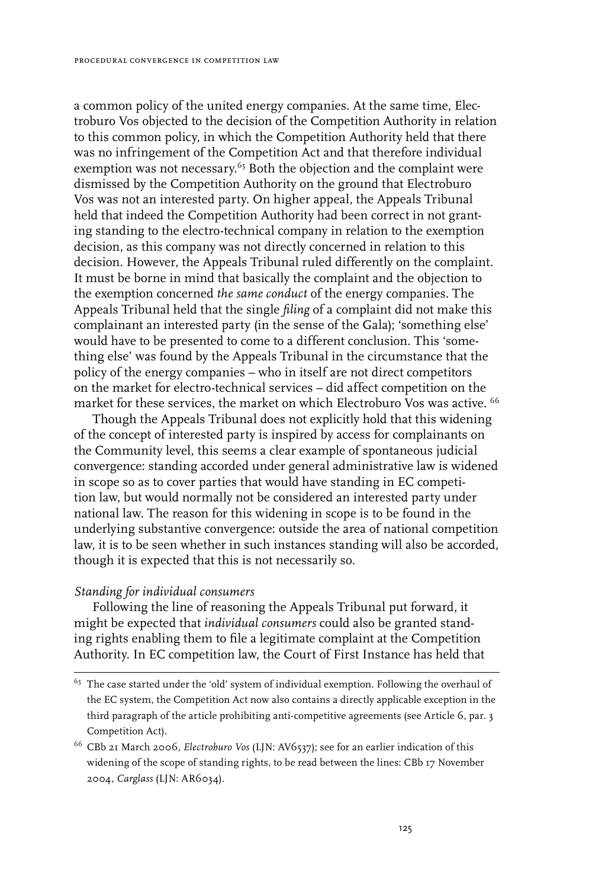a common policy of the united energy companies. At the same time, Electroburo Vos objected to the decision of the Competition Authority in relation to this common policy, in which the Competition Authority held that there was no infringement of the Competition Act and that therefore individual exemption was not necessary.[65] Both the objection and the complaint were dismissed by the Competition Authority on the ground that Electroburo Vos was not an interested party. On higher appeal, the Appeals Tribunal held that indeed the Competition Authority had been correct in not granting standing to the electro-technical company in relation to the exemption decision, as this company was not directly concerned in relation to this decision. However, the Appeals Tribunal ruled differently on the complaint. It must be borne in mind that basically the complaint and the objection to the exemption concerned *the same conduct* of the energy companies. The Appeals Tribunal held that the single *filing* of a complaint did not make this complainant an interested party (in the sense of the Gala); 'something else' would have to be presented to come to a different conclusion. This 'something else' was found by the Appeals Tribunal in the circumstance that the policy of the energy companies – who in itself are not direct competitors on the market for electro-technical services – did affect competition on the market for these services, the market on which Electroburo Vos was active. [66]

Though the Appeals Tribunal does not explicitly hold that this widening of the concept of interested party is inspired by access for complainants on the Community level, this seems a clear example of spontaneous judicial convergence: standing accorded under general administrative law is widened in scope so as to cover parties that would have standing in EC competition law, but would normally not be considered an interested party under national law. The reason for this widening in scope is to be found in the underlying substantive convergence: outside the area of national competition law, it is to be seen whether in such instances standing will also be accorded, though it is expected that this is not necessarily so.

*Standing for individual consumers*

Following the line of reasoning the Appeals Tribunal put forward, it might be expected that *individual consumers* could also be granted standing rights enabling them to file a legitimate complaint at the Competition Authority. In EC competition law, the Court of First Instance has held that

---

[65] The case started under the 'old' system of individual exemption. Following the overhaul of the EC system, the Competition Act now also contains a directly applicable exception in the third paragraph of the article prohibiting anti-competitive agreements (see Article 6, par. 3 Competition Act).

[66] CBb 21 March 2006, *Electroburo Vos* (LJN: AV6537); see for an earlier indication of this widening of the scope of standing rights, to be read between the lines: CBb 17 November 2004, *Carglass* (LJN: AR6034).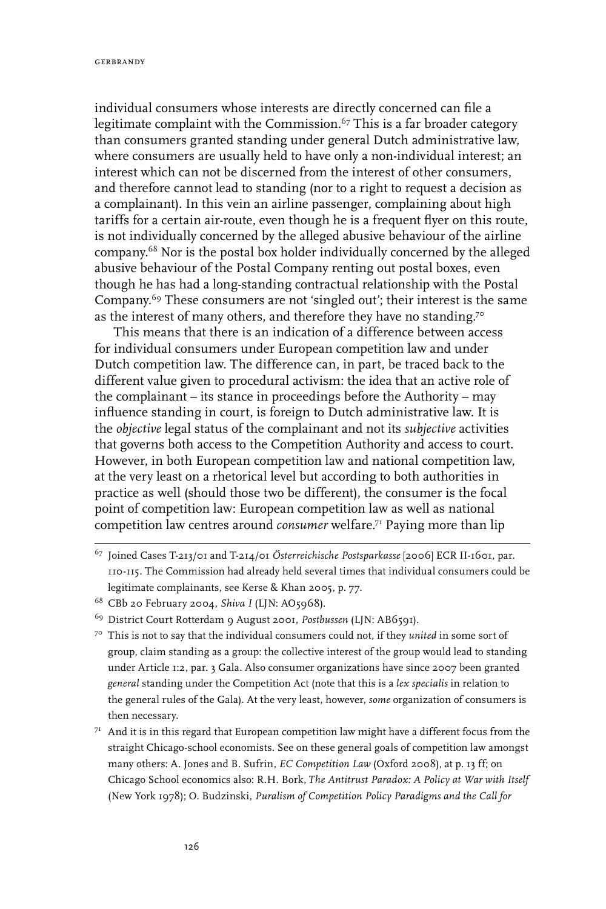individual consumers whose interests are directly concerned can file a legitimate complaint with the Commission.[67] This is a far broader category than consumers granted standing under general Dutch administrative law, where consumers are usually held to have only a non-individual interest; an interest which can not be discerned from the interest of other consumers, and therefore cannot lead to standing (nor to a right to request a decision as a complainant). In this vein an airline passenger, complaining about high tariffs for a certain air-route, even though he is a frequent flyer on this route, is not individually concerned by the alleged abusive behaviour of the airline company.[68] Nor is the postal box holder individually concerned by the alleged abusive behaviour of the Postal Company renting out postal boxes, even though he has had a long-standing contractual relationship with the Postal Company.[69] These consumers are not 'singled out'; their interest is the same as the interest of many others, and therefore they have no standing.[70]

This means that there is an indication of a difference between access for individual consumers under European competition law and under Dutch competition law. The difference can, in part, be traced back to the different value given to procedural activism: the idea that an active role of the complainant – its stance in proceedings before the Authority – may influence standing in court, is foreign to Dutch administrative law. It is the *objective* legal status of the complainant and not its *subjective* activities that governs both access to the Competition Authority and access to court. However, in both European competition law and national competition law, at the very least on a rhetorical level but according to both authorities in practice as well (should those two be different), the consumer is the focal point of competition law: European competition law as well as national competition law centres around *consumer* welfare.[71] Paying more than lip

---

[67] Joined Cases T-213/01 and T-214/01 *Österreichische Postsparkasse* [2006] ECR II-1601, par. 110-115. The Commission had already held several times that individual consumers could be legitimate complainants, see Kerse & Khan 2005, p. 77.

[68] CBb 20 February 2004, *Shiva I* (LJN: AO5968).

[69] District Court Rotterdam 9 August 2001, *Postbussen* (LJN: AB6591).

[70] This is not to say that the individual consumers could not, if they *united* in some sort of group, claim standing as a group: the collective interest of the group would lead to standing under Article 1:2, par. 3 Gala. Also consumer organizations have since 2007 been granted *general* standing under the Competition Act (note that this is a *lex specialis* in relation to the general rules of the Gala). At the very least, however, *some* organization of consumers is then necessary.

[71] And it is in this regard that European competition law might have a different focus from the straight Chicago-school economists. See on these general goals of competition law amongst many others: A. Jones and B. Sufrin, *EC Competition Law* (Oxford 2008), at p. 13 ff; on Chicago School economics also: R.H. Bork, *The Antitrust Paradox: A Policy at War with Itself* (New York 1978); O. Budzinski, *Puralism of Competition Policy Paradigms and the Call for*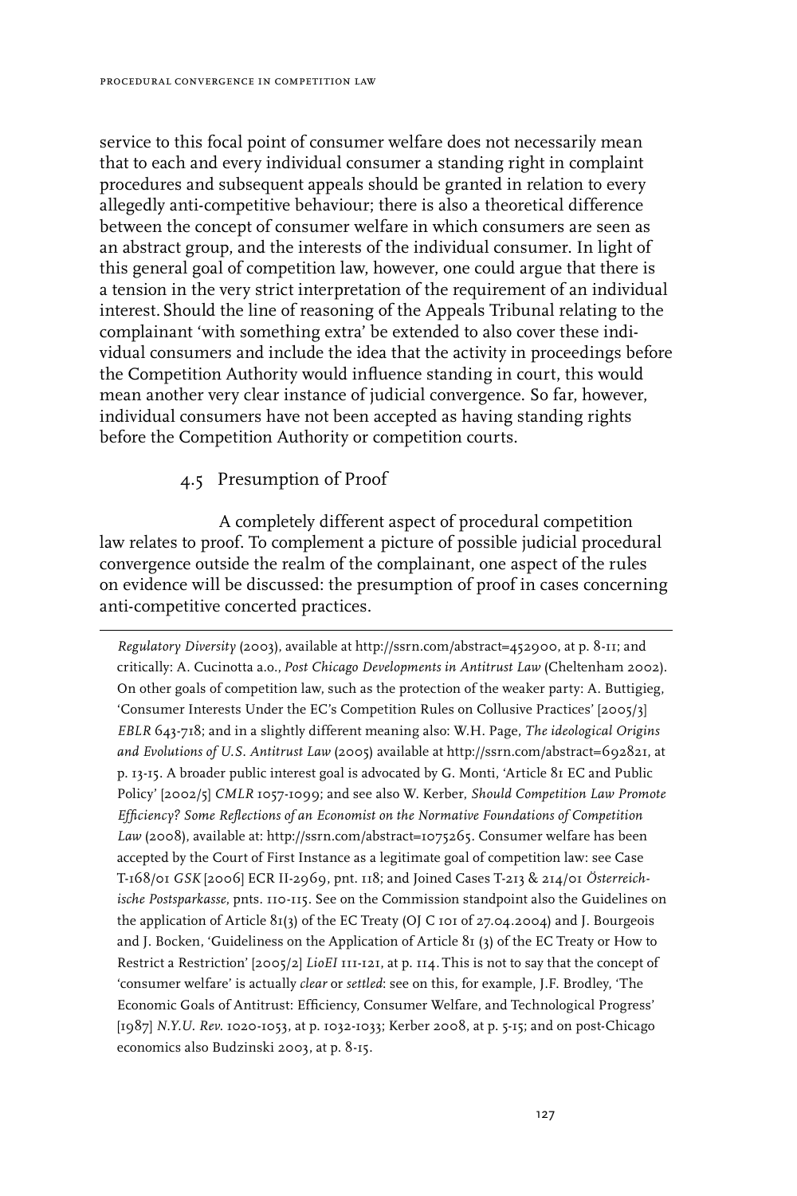service to this focal point of consumer welfare does not necessarily mean that to each and every individual consumer a standing right in complaint procedures and subsequent appeals should be granted in relation to every allegedly anti-competitive behaviour; there is also a theoretical difference between the concept of consumer welfare in which consumers are seen as an abstract group, and the interests of the individual consumer. In light of this general goal of competition law, however, one could argue that there is a tension in the very strict interpretation of the requirement of an individual interest. Should the line of reasoning of the Appeals Tribunal relating to the complainant 'with something extra' be extended to also cover these individual consumers and include the idea that the activity in proceedings before the Competition Authority would influence standing in court, this would mean another very clear instance of judicial convergence. So far, however, individual consumers have not been accepted as having standing rights before the Competition Authority or competition courts.

### 4.5 Presumption of Proof

A completely different aspect of procedural competition law relates to proof. To complement a picture of possible judicial procedural convergence outside the realm of the complainant, one aspect of the rules on evidence will be discussed: the presumption of proof in cases concerning anti-competitive concerted practices.

---

*Regulatory Diversity* (2003), available at http://ssrn.com/abstract=452900, at p. 8-11; and critically: A. Cucinotta a.o., *Post Chicago Developments in Antitrust Law* (Cheltenham 2002). On other goals of competition law, such as the protection of the weaker party: A. Buttigieg, 'Consumer Interests Under the EC's Competition Rules on Collusive Practices' [2005/3] *EBLR* 643-718; and in a slightly different meaning also: W.H. Page, *The ideological Origins and Evolutions of U.S. Antitrust Law* (2005) available at http://ssrn.com/abstract=692821, at p. 13-15. A broader public interest goal is advocated by G. Monti, 'Article 81 EC and Public Policy' [2002/5] *CMLR* 1057-1099; and see also W. Kerber, *Should Competition Law Promote Efficiency? Some Reflections of an Economist on the Normative Foundations of Competition Law* (2008), available at: http://ssrn.com/abstract=1075265. Consumer welfare has been accepted by the Court of First Instance as a legitimate goal of competition law: see Case T-168/01 *GSK* [2006] ECR II-2969, pnt. 118; and Joined Cases T-213 & 214/01 *Österreichische Postsparkasse*, pnts. 110-115. See on the Commission standpoint also the Guidelines on the application of Article 81(3) of the EC Treaty (OJ C 101 of 27.04.2004) and J. Bourgeois and J. Bocken, 'Guideliness on the Application of Article 81 (3) of the EC Treaty or How to Restrict a Restriction' [2005/2] *LioEI* 111-121, at p. 114. This is not to say that the concept of 'consumer welfare' is actually *clear* or *settled*: see on this, for example, J.F. Brodley, 'The Economic Goals of Antitrust: Efficiency, Consumer Welfare, and Technological Progress' [1987] *N.Y.U. Rev.* 1020-1053, at p. 1032-1033; Kerber 2008, at p. 5-15; and on post-Chicago economics also Budzinski 2003, at p. 8-15.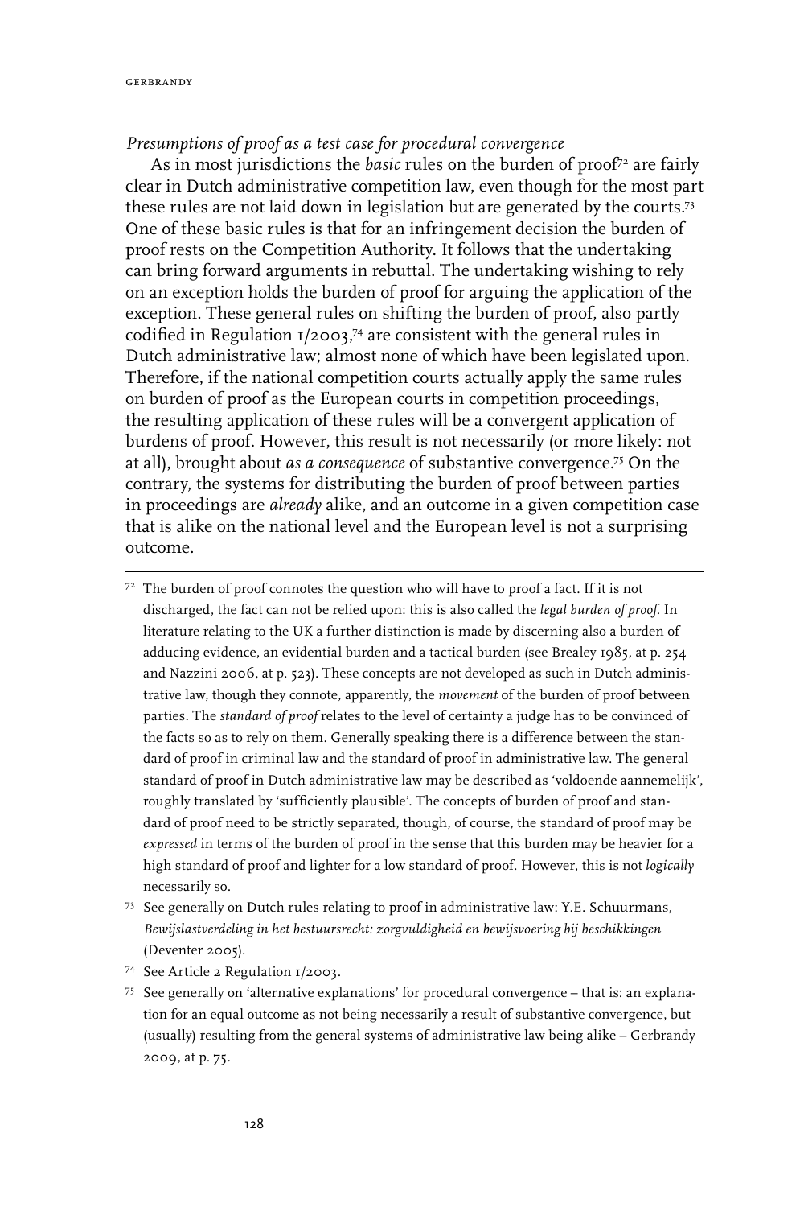*Presumptions of proof as a test case for procedural convergence*

As in most jurisdictions the *basic* rules on the burden of proof[72] are fairly clear in Dutch administrative competition law, even though for the most part these rules are not laid down in legislation but are generated by the courts.[73] One of these basic rules is that for an infringement decision the burden of proof rests on the Competition Authority. It follows that the undertaking can bring forward arguments in rebuttal. The undertaking wishing to rely on an exception holds the burden of proof for arguing the application of the exception. These general rules on shifting the burden of proof, also partly codified in Regulation 1/2003,[74] are consistent with the general rules in Dutch administrative law; almost none of which have been legislated upon. Therefore, if the national competition courts actually apply the same rules on burden of proof as the European courts in competition proceedings, the resulting application of these rules will be a convergent application of burdens of proof. However, this result is not necessarily (or more likely: not at all), brought about *as a consequence* of substantive convergence.[75] On the contrary, the systems for distributing the burden of proof between parties in proceedings are *already* alike, and an outcome in a given competition case that is alike on the national level and the European level is not a surprising outcome.

---

[72] The burden of proof connotes the question who will have to proof a fact. If it is not discharged, the fact can not be relied upon: this is also called the *legal burden of proof*. In literature relating to the UK a further distinction is made by discerning also a burden of adducing evidence, an evidential burden and a tactical burden (see Brealey 1985, at p. 254 and Nazzini 2006, at p. 523). These concepts are not developed as such in Dutch administrative law, though they connote, apparently, the *movement* of the burden of proof between parties. The *standard of proof* relates to the level of certainty a judge has to be convinced of the facts so as to rely on them. Generally speaking there is a difference between the standard of proof in criminal law and the standard of proof in administrative law. The general standard of proof in Dutch administrative law may be described as 'voldoende aannemelijk', roughly translated by 'sufficiently plausible'. The concepts of burden of proof and standard of proof need to be strictly separated, though, of course, the standard of proof may be *expressed* in terms of the burden of proof in the sense that this burden may be heavier for a high standard of proof and lighter for a low standard of proof. However, this is not *logically* necessarily so.

[73] See generally on Dutch rules relating to proof in administrative law: Y.E. Schuurmans, *Bewijslastverdeling in het bestuursrecht: zorgvuldigheid en bewijsvoering bij beschikkingen* (Deventer 2005).

[74] See Article 2 Regulation 1/2003.

[75] See generally on 'alternative explanations' for procedural convergence – that is: an explanation for an equal outcome as not being necessarily a result of substantive convergence, but (usually) resulting from the general systems of administrative law being alike – Gerbrandy 2009, at p. 75.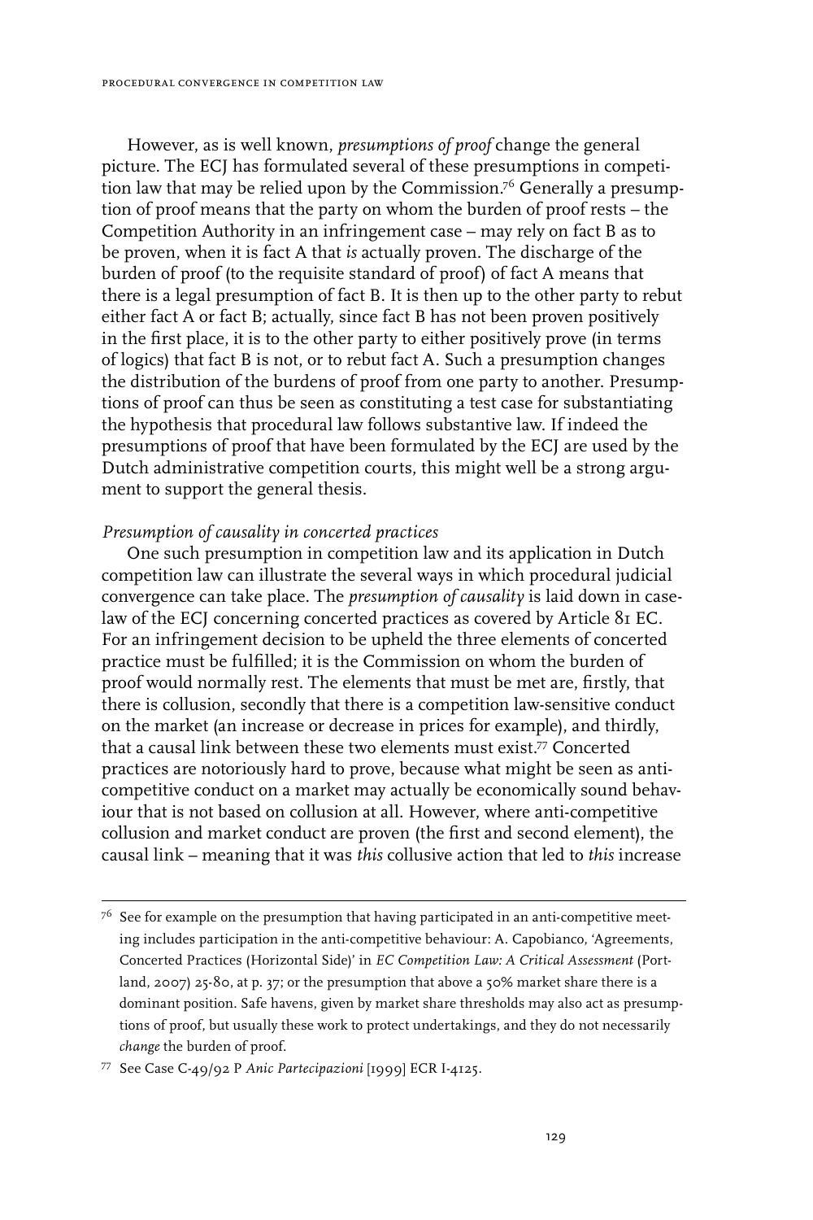However, as is well known, *presumptions of proof* change the general picture. The ECJ has formulated several of these presumptions in competition law that may be relied upon by the Commission.[76] Generally a presumption of proof means that the party on whom the burden of proof rests – the Competition Authority in an infringement case – may rely on fact B as to be proven, when it is fact A that *is* actually proven. The discharge of the burden of proof (to the requisite standard of proof) of fact A means that there is a legal presumption of fact B. It is then up to the other party to rebut either fact A or fact B; actually, since fact B has not been proven positively in the first place, it is to the other party to either positively prove (in terms of logics) that fact B is not, or to rebut fact A. Such a presumption changes the distribution of the burdens of proof from one party to another. Presumptions of proof can thus be seen as constituting a test case for substantiating the hypothesis that procedural law follows substantive law. If indeed the presumptions of proof that have been formulated by the ECJ are used by the Dutch administrative competition courts, this might well be a strong argument to support the general thesis.

*Presumption of causality in concerted practices*

One such presumption in competition law and its application in Dutch competition law can illustrate the several ways in which procedural judicial convergence can take place. The *presumption of causality* is laid down in case-law of the ECJ concerning concerted practices as covered by Article 81 EC. For an infringement decision to be upheld the three elements of concerted practice must be fulfilled; it is the Commission on whom the burden of proof would normally rest. The elements that must be met are, firstly, that there is collusion, secondly that there is a competition law-sensitive conduct on the market (an increase or decrease in prices for example), and thirdly, that a causal link between these two elements must exist.[77] Concerted practices are notoriously hard to prove, because what might be seen as anti-competitive conduct on a market may actually be economically sound behaviour that is not based on collusion at all. However, where anti-competitive collusion and market conduct are proven (the first and second element), the causal link – meaning that it was *this* collusive action that led to *this* increase

---

[76] See for example on the presumption that having participated in an anti-competitive meeting includes participation in the anti-competitive behaviour: A. Capobianco, 'Agreements, Concerted Practices (Horizontal Side)' in *EC Competition Law: A Critical Assessment* (Portland, 2007) 25-80, at p. 37; or the presumption that above a 50% market share there is a dominant position. Safe havens, given by market share thresholds may also act as presumptions of proof, but usually these work to protect undertakings, and they do not necessarily *change* the burden of proof.

[77] See Case C-49/92 P *Anic Partecipazioni* [1999] ECR I-4125.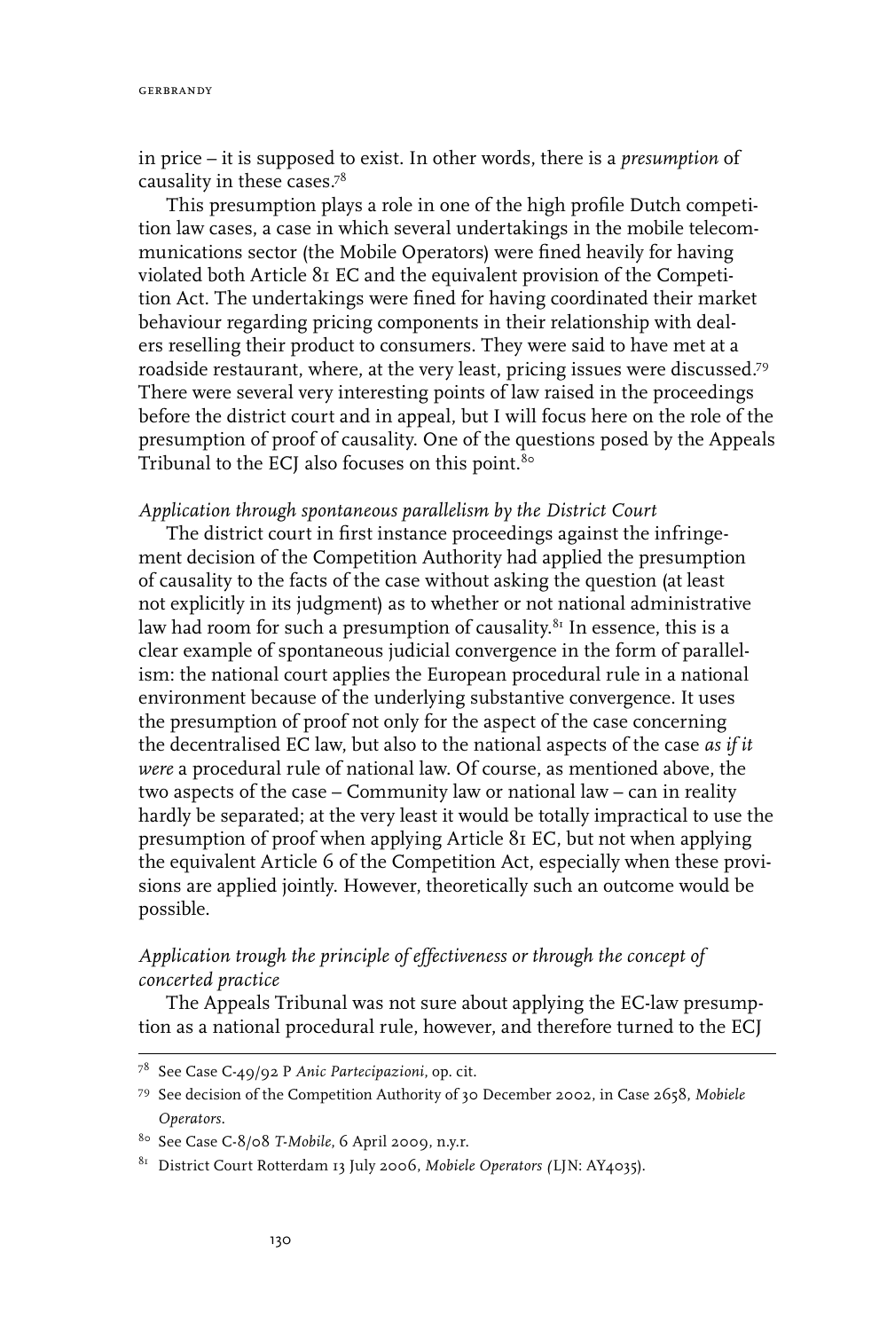in price – it is supposed to exist. In other words, there is a *presumption* of causality in these cases.[78]

This presumption plays a role in one of the high profile Dutch competition law cases, a case in which several undertakings in the mobile telecommunications sector (the Mobile Operators) were fined heavily for having violated both Article 81 EC and the equivalent provision of the Competition Act. The undertakings were fined for having coordinated their market behaviour regarding pricing components in their relationship with dealers reselling their product to consumers. They were said to have met at a roadside restaurant, where, at the very least, pricing issues were discussed.[79] There were several very interesting points of law raised in the proceedings before the district court and in appeal, but I will focus here on the role of the presumption of proof of causality. One of the questions posed by the Appeals Tribunal to the ECJ also focuses on this point.[80]

*Application through spontaneous parallelism by the District Court*

The district court in first instance proceedings against the infringement decision of the Competition Authority had applied the presumption of causality to the facts of the case without asking the question (at least not explicitly in its judgment) as to whether or not national administrative law had room for such a presumption of causality.[81] In essence, this is a clear example of spontaneous judicial convergence in the form of parallelism: the national court applies the European procedural rule in a national environment because of the underlying substantive convergence. It uses the presumption of proof not only for the aspect of the case concerning the decentralised EC law, but also to the national aspects of the case *as if it were* a procedural rule of national law. Of course, as mentioned above, the two aspects of the case – Community law or national law – can in reality hardly be separated; at the very least it would be totally impractical to use the presumption of proof when applying Article 81 EC, but not when applying the equivalent Article 6 of the Competition Act, especially when these provisions are applied jointly. However, theoretically such an outcome would be possible.

*Application trough the principle of effectiveness or through the concept of concerted practice*

The Appeals Tribunal was not sure about applying the EC-law presumption as a national procedural rule, however, and therefore turned to the ECJ

---

[78] See Case C-49/92 P *Anic Partecipazioni*, op. cit.

[79] See decision of the Competition Authority of 30 December 2002, in Case 2658, *Mobiele Operators*.

[80] See Case C-8/08 *T-Mobile*, 6 April 2009, n.y.r.

[81] District Court Rotterdam 13 July 2006, *Mobiele Operators (*LJN: AY4035).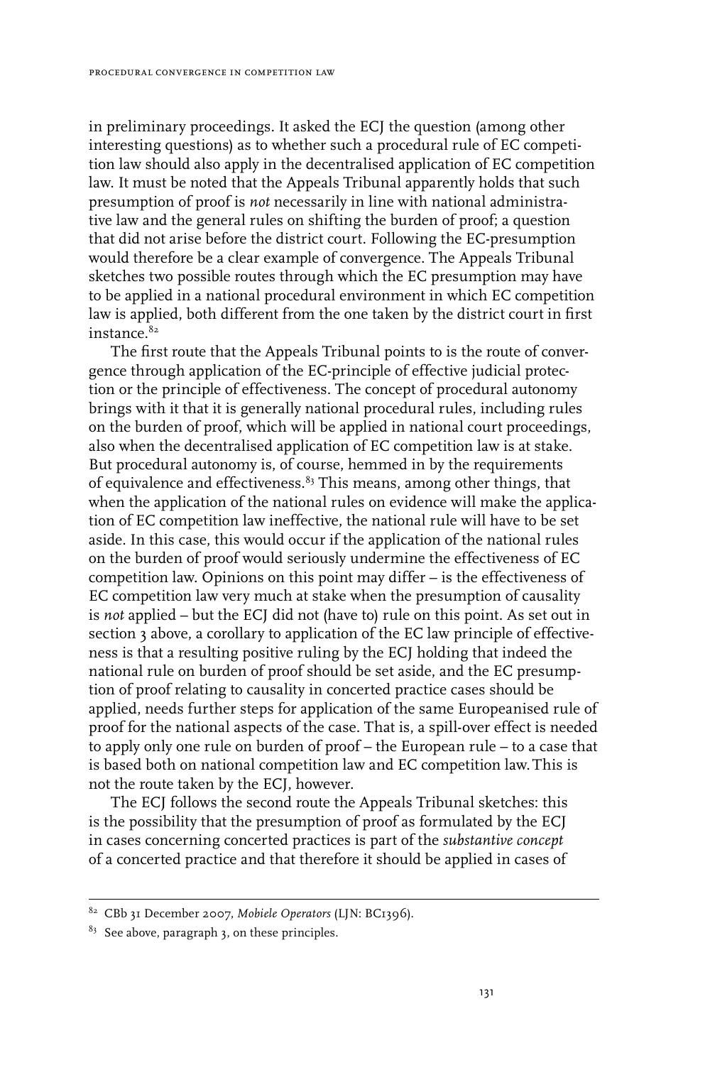in preliminary proceedings. It asked the ECJ the question (among other interesting questions) as to whether such a procedural rule of EC competition law should also apply in the decentralised application of EC competition law. It must be noted that the Appeals Tribunal apparently holds that such presumption of proof is *not* necessarily in line with national administrative law and the general rules on shifting the burden of proof; a question that did not arise before the district court. Following the EC-presumption would therefore be a clear example of convergence. The Appeals Tribunal sketches two possible routes through which the EC presumption may have to be applied in a national procedural environment in which EC competition law is applied, both different from the one taken by the district court in first instance.[82]

The first route that the Appeals Tribunal points to is the route of convergence through application of the EC-principle of effective judicial protection or the principle of effectiveness. The concept of procedural autonomy brings with it that it is generally national procedural rules, including rules on the burden of proof, which will be applied in national court proceedings, also when the decentralised application of EC competition law is at stake. But procedural autonomy is, of course, hemmed in by the requirements of equivalence and effectiveness.[83] This means, among other things, that when the application of the national rules on evidence will make the application of EC competition law ineffective, the national rule will have to be set aside. In this case, this would occur if the application of the national rules on the burden of proof would seriously undermine the effectiveness of EC competition law. Opinions on this point may differ – is the effectiveness of EC competition law very much at stake when the presumption of causality is *not* applied – but the ECJ did not (have to) rule on this point. As set out in section 3 above, a corollary to application of the EC law principle of effectiveness is that a resulting positive ruling by the ECJ holding that indeed the national rule on burden of proof should be set aside, and the EC presumption of proof relating to causality in concerted practice cases should be applied, needs further steps for application of the same Europeanised rule of proof for the national aspects of the case. That is, a spill-over effect is needed to apply only one rule on burden of proof – the European rule – to a case that is based both on national competition law and EC competition law. This is not the route taken by the ECJ, however.

The ECJ follows the second route the Appeals Tribunal sketches: this is the possibility that the presumption of proof as formulated by the ECJ in cases concerning concerted practices is part of the *substantive concept* of a concerted practice and that therefore it should be applied in cases of

---

[82] CBb 31 December 2007, *Mobiele Operators* (LJN: BC1396).

[83] See above, paragraph 3, on these principles.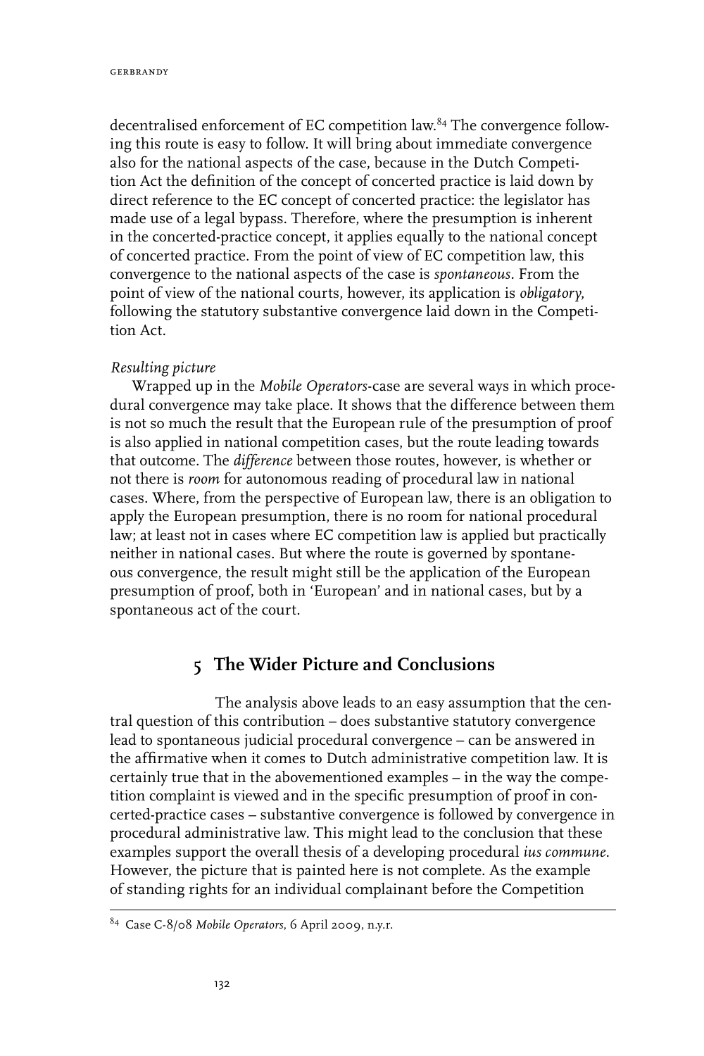decentralised enforcement of EC competition law.[84] The convergence following this route is easy to follow. It will bring about immediate convergence also for the national aspects of the case, because in the Dutch Competition Act the definition of the concept of concerted practice is laid down by direct reference to the EC concept of concerted practice: the legislator has made use of a legal bypass. Therefore, where the presumption is inherent in the concerted-practice concept, it applies equally to the national concept of concerted practice. From the point of view of EC competition law, this convergence to the national aspects of the case is *spontaneous*. From the point of view of the national courts, however, its application is *obligatory*, following the statutory substantive convergence laid down in the Competition Act.

*Resulting picture*

Wrapped up in the *Mobile Operators*-case are several ways in which procedural convergence may take place. It shows that the difference between them is not so much the result that the European rule of the presumption of proof is also applied in national competition cases, but the route leading towards that outcome. The *difference* between those routes, however, is whether or not there is *room* for autonomous reading of procedural law in national cases. Where, from the perspective of European law, there is an obligation to apply the European presumption, there is no room for national procedural law; at least not in cases where EC competition law is applied but practically neither in national cases. But where the route is governed by spontaneous convergence, the result might still be the application of the European presumption of proof, both in 'European' and in national cases, but by a spontaneous act of the court.

## 5 The Wider Picture and Conclusions

The analysis above leads to an easy assumption that the central question of this contribution – does substantive statutory convergence lead to spontaneous judicial procedural convergence – can be answered in the affirmative when it comes to Dutch administrative competition law. It is certainly true that in the abovementioned examples – in the way the competition complaint is viewed and in the specific presumption of proof in concerted-practice cases – substantive convergence is followed by convergence in procedural administrative law. This might lead to the conclusion that these examples support the overall thesis of a developing procedural *ius commune*. However, the picture that is painted here is not complete. As the example of standing rights for an individual complainant before the Competition

---

[84] Case C-8/08 *Mobile Operators*, 6 April 2009, n.y.r.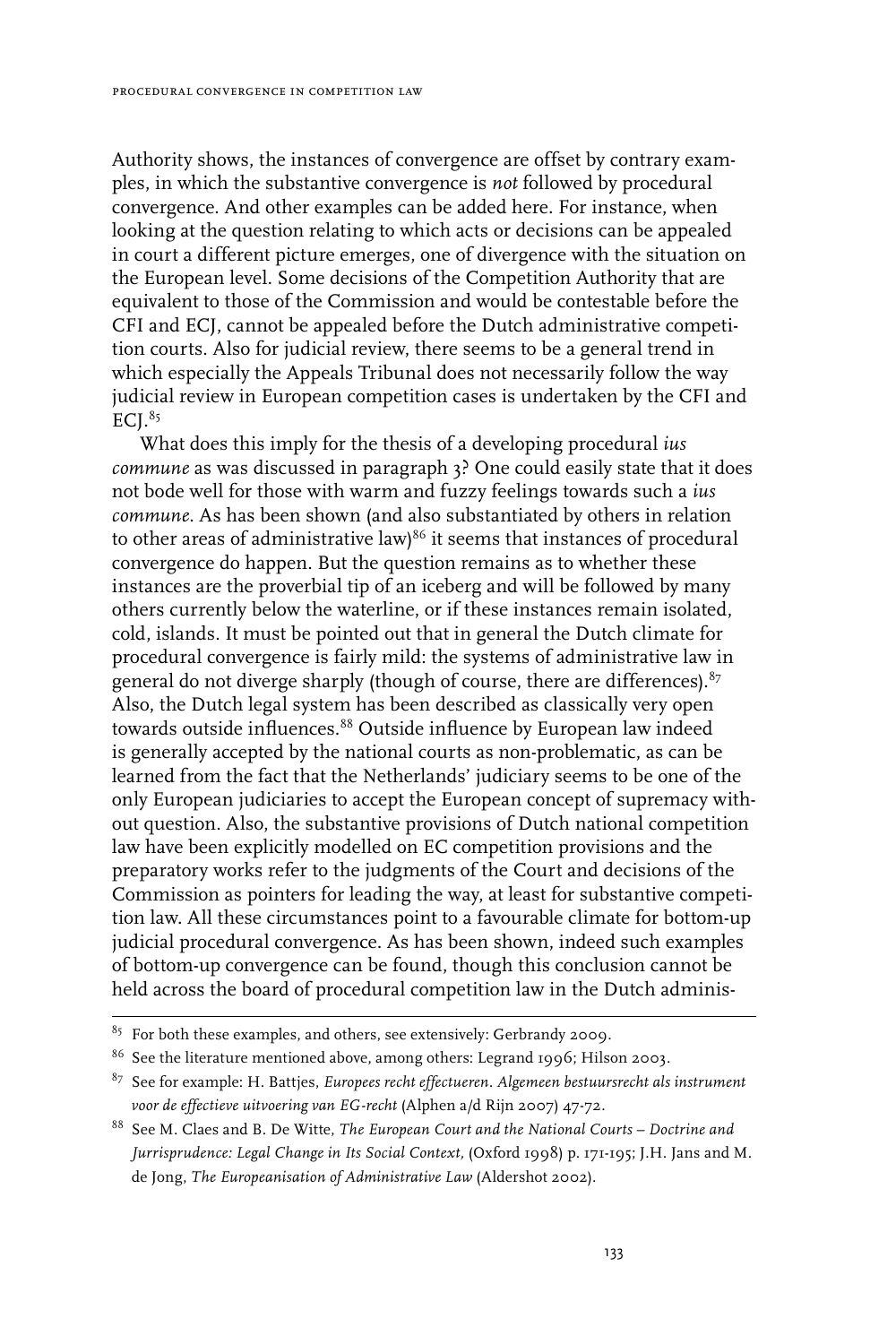Authority shows, the instances of convergence are offset by contrary examples, in which the substantive convergence is *not* followed by procedural convergence. And other examples can be added here. For instance, when looking at the question relating to which acts or decisions can be appealed in court a different picture emerges, one of divergence with the situation on the European level. Some decisions of the Competition Authority that are equivalent to those of the Commission and would be contestable before the CFI and ECJ, cannot be appealed before the Dutch administrative competition courts. Also for judicial review, there seems to be a general trend in which especially the Appeals Tribunal does not necessarily follow the way judicial review in European competition cases is undertaken by the CFI and ECJ.[85]

What does this imply for the thesis of a developing procedural *ius commune* as was discussed in paragraph 3? One could easily state that it does not bode well for those with warm and fuzzy feelings towards such a *ius commune*. As has been shown (and also substantiated by others in relation to other areas of administrative law)[86] it seems that instances of procedural convergence do happen. But the question remains as to whether these instances are the proverbial tip of an iceberg and will be followed by many others currently below the waterline, or if these instances remain isolated, cold, islands. It must be pointed out that in general the Dutch climate for procedural convergence is fairly mild: the systems of administrative law in general do not diverge sharply (though of course, there are differences).[87] Also, the Dutch legal system has been described as classically very open towards outside influences.[88] Outside influence by European law indeed is generally accepted by the national courts as non-problematic, as can be learned from the fact that the Netherlands' judiciary seems to be one of the only European judiciaries to accept the European concept of supremacy without question. Also, the substantive provisions of Dutch national competition law have been explicitly modelled on EC competition provisions and the preparatory works refer to the judgments of the Court and decisions of the Commission as pointers for leading the way, at least for substantive competition law. All these circumstances point to a favourable climate for bottom-up judicial procedural convergence. As has been shown, indeed such examples of bottom-up convergence can be found, though this conclusion cannot be held across the board of procedural competition law in the Dutch adminis-

---

[85] For both these examples, and others, see extensively: Gerbrandy 2009.

[86] See the literature mentioned above, among others: Legrand 1996; Hilson 2003.

[87] See for example: H. Battjes, *Europees recht effectueren. Algemeen bestuursrecht als instrument voor de effectieve uitvoering van EG-recht* (Alphen a/d Rijn 2007) 47-72.

[88] See M. Claes and B. De Witte, *The European Court and the National Courts – Doctrine and Jurrisprudence: Legal Change in Its Social Context,* (Oxford 1998) p. 171-195; J.H. Jans and M. de Jong, *The Europeanisation of Administrative Law* (Aldershot 2002).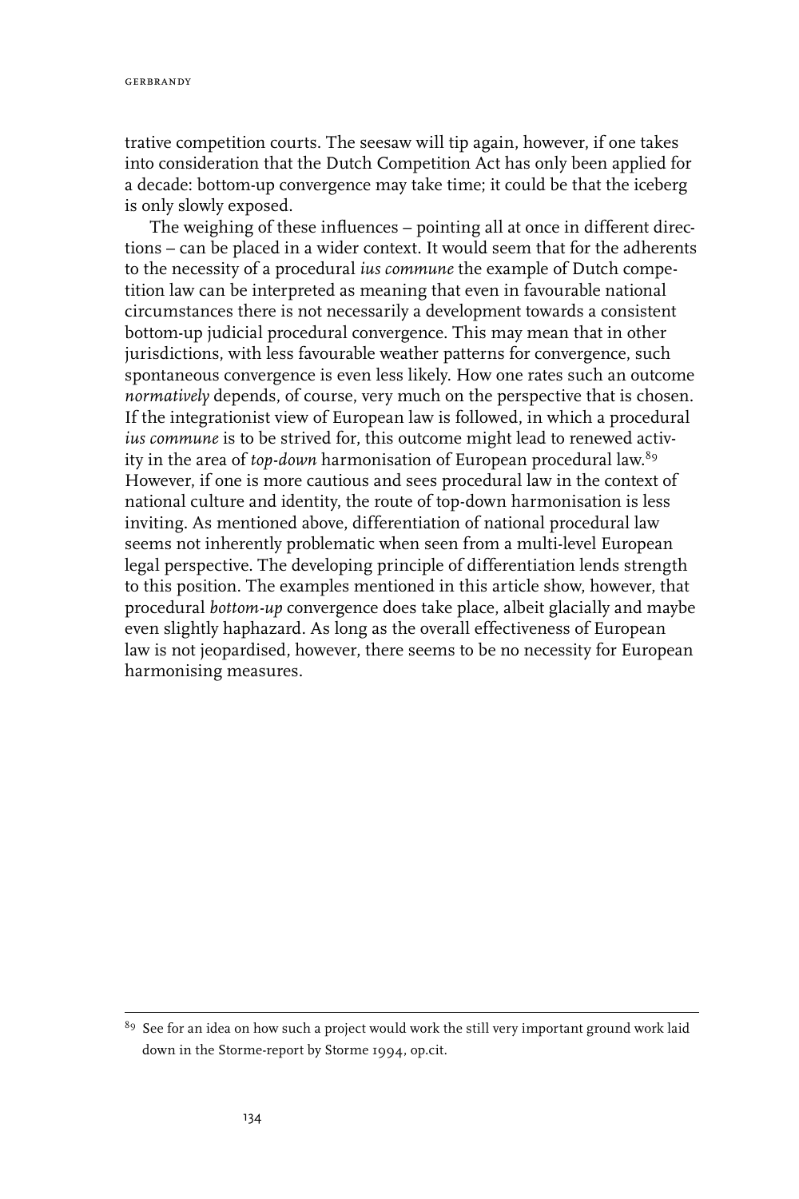trative competition courts. The seesaw will tip again, however, if one takes into consideration that the Dutch Competition Act has only been applied for a decade: bottom-up convergence may take time; it could be that the iceberg is only slowly exposed.

The weighing of these influences – pointing all at once in different directions – can be placed in a wider context. It would seem that for the adherents to the necessity of a procedural *ius commune* the example of Dutch competition law can be interpreted as meaning that even in favourable national circumstances there is not necessarily a development towards a consistent bottom-up judicial procedural convergence. This may mean that in other jurisdictions, with less favourable weather patterns for convergence, such spontaneous convergence is even less likely. How one rates such an outcome *normatively* depends, of course, very much on the perspective that is chosen. If the integrationist view of European law is followed, in which a procedural *ius commune* is to be strived for, this outcome might lead to renewed activity in the area of *top-down* harmonisation of European procedural law.[89] However, if one is more cautious and sees procedural law in the context of national culture and identity, the route of top-down harmonisation is less inviting. As mentioned above, differentiation of national procedural law seems not inherently problematic when seen from a multi-level European legal perspective. The developing principle of differentiation lends strength to this position. The examples mentioned in this article show, however, that procedural *bottom-up* convergence does take place, albeit glacially and maybe even slightly haphazard. As long as the overall effectiveness of European law is not jeopardised, however, there seems to be no necessity for European harmonising measures.

---

[89] See for an idea on how such a project would work the still very important ground work laid down in the Storme-report by Storme 1994, op.cit.